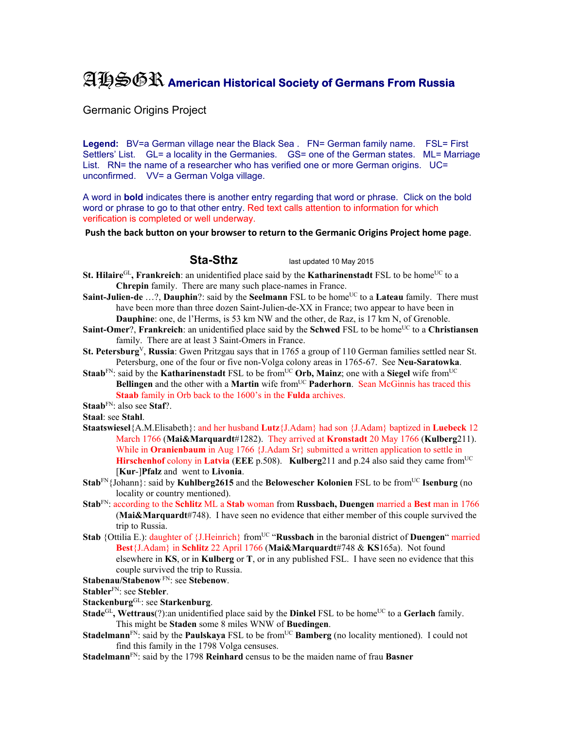# AHSGR American Historical Society of Germans From Russia

Germanic Origins Project

**Legend:** BV=a German village near the Black Sea . FN= German family name. FSL= First Settlers' List. GL= a locality in the Germanies. GS= one of the German states. ML= Marriage List. RN= the name of a researcher who has verified one or more German origins. UC= unconfirmed. VV= a German Volga village.

A word in **bold** indicates there is another entry regarding that word or phrase. Click on the bold word or phrase to go to that other entry. Red text calls attention to information for which verification is completed or well underway.

**Push the back button on your browser to return to the Germanic Origins Project home page**.

## Sta-Sthz

last updated 10 May 2015

**St. Hilaire**[GL]**, Frankreich**: an unidentified place said by the **Katharinenstadt** FSL to be home[UC] to a **Chrepin** family. There are many such place-names in France.

**Saint-Julien-de** …?, **Dauphin**?: said by the **Seelmann** FSL to be home[UC] to a **Lateau** family. There must have been more than three dozen Saint-Julien-de-XX in France; two appear to have been in **Dauphine**: one, de l'Herms, is 53 km NW and the other, de Raz, is 17 km N, of Grenoble.

**Saint-Omer**?, **Frankreich**: an unidentified place said by the **Schwed** FSL to be home[UC] to a **Christiansen** family. There are at least 3 Saint-Omers in France.

**St. Petersburg**[V], **Russia**: Gwen Pritzgau says that in 1765 a group of 110 German families settled near St. Petersburg, one of the four or five non-Volga colony areas in 1765-67. See **Neu-Saratowka**.

**Staab**[FN]: said by the **Katharinenstadt** FSL to be from[UC] **Orb, Mainz**; one with a **Siegel** wife from[UC] **Bellingen** and the other with a **Martin** wife from[UC] **Paderhorn**. Sean McGinnis has traced this **Staab** family in Orb back to the 1600's in the **Fulda** archives.

**Staab**[FN]: also see **Staf**?.

**Staal**: see **Stahl**.

**Staatswiesel**{A.M.Elisabeth}: and her husband **Lutz**{J.Adam} had son {J.Adam} baptized in **Luebeck** 12 March 1766 (**Mai&Marquardt**#1282). They arrived at **Kronstadt** 20 May 1766 (**Kulberg**211). While in **Oranienbaum** in Aug 1766 {J.Adam Sr} submitted a written application to settle in **Hirschenhof** colony in **Latvia** (**EEE** p.508). **Kulberg**211 and p.24 also said they came from[UC] [**Kur**-]**Pfalz** and went to **Livonia**.

**Stab**[FN]{Johann}: said by **Kuhlberg2615** and the **Belowescher Kolonien** FSL to be from[UC] **Isenburg** (no locality or country mentioned).

**Stab**[FN]: according to the **Schlitz** ML a **Stab** woman from **Russbach, Duengen** married a **Best** man in 1766 (**Mai&Marquardt**#748). I have seen no evidence that either member of this couple survived the trip to Russia.

**Stab** {Ottilia E.): daughter of {J.Heinrich} from[UC] "**Russbach** in the baronial district of **Duengen**" married **Best**{J.Adam} in **Schlitz** 22 April 1766 (**Mai&Marquardt**#748 & **KS**165a). Not found elsewhere in **KS**, or in **Kulberg** or **T**, or in any published FSL. I have seen no evidence that this couple survived the trip to Russia.

**Stabenau/Stabenow** [FN]: see **Stebenow**.

**Stabler**[FN]: see **Stebler**.

**Stackenburg**[GL]: see **Starkenburg**.

**Stade**[GL]**, Wettraus**(?):an unidentified place said by the **Dinkel** FSL to be home[UC] to a **Gerlach** family. This might be **Staden** some 8 miles WNW of **Buedingen**.

**Stadelmann**[FN]: said by the **Paulskaya** FSL to be from[UC] **Bamberg** (no locality mentioned). I could not find this family in the 1798 Volga censuses.

**Stadelmann**[FN]: said by the 1798 **Reinhard** census to be the maiden name of frau **Basner**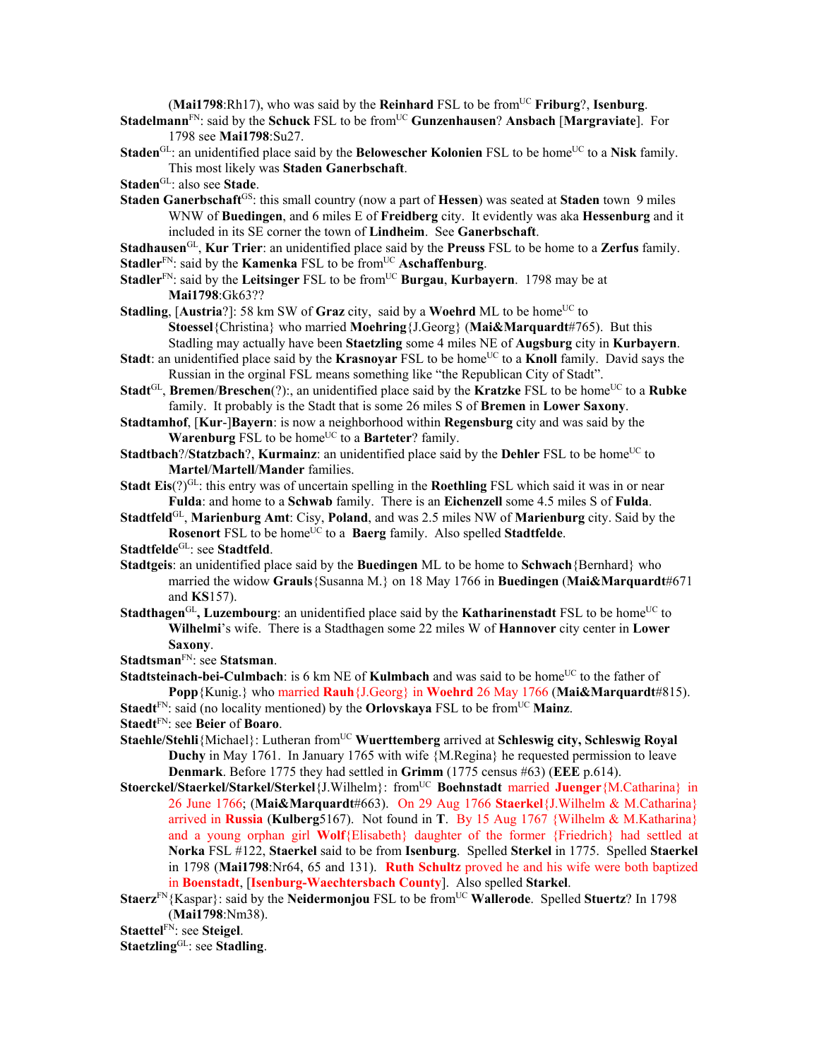(**Mai1798**:Rh17), who was said by the **Reinhard** FSL to be from[UC] **Friburg**?, **Isenburg**.

**Stadelmann**[FN]: said by the **Schuck** FSL to be from[UC] **Gunzenhausen**? **Ansbach** [**Margraviate**]. For 1798 see **Mai1798**:Su27.

**Staden**[GL]: an unidentified place said by the **Belowescher Kolonien** FSL to be home[UC] to a **Nisk** family. This most likely was **Staden Ganerbschaft**.

**Staden**[GL]: also see **Stade**.

**Staden Ganerbschaft**[GS]: this small country (now a part of **Hessen**) was seated at **Staden** town 9 miles WNW of **Buedingen**, and 6 miles E of **Freidberg** city. It evidently was aka **Hessenburg** and it included in its SE corner the town of **Lindheim**. See **Ganerbschaft**.

**Stadhausen**[GL], **Kur Trier**: an unidentified place said by the **Preuss** FSL to be home to a **Zerfus** family.

**Stadler**[FN]: said by the **Kamenka** FSL to be from[UC] **Aschaffenburg**.

**Stadler**[FN]: said by the **Leitsinger** FSL to be from[UC] **Burgau**, **Kurbayern**. 1798 may be at **Mai1798**:Gk63??

**Stadling**, [**Austria**?]: 58 km SW of **Graz** city, said by a **Woehrd** ML to be home[UC] to **Stoessel**{Christina} who married **Moehring**{J.Georg} (**Mai&Marquardt**#765). But this Stadling may actually have been **Staetzling** some 4 miles NE of **Augsburg** city in **Kurbayern**.

**Stadt**: an unidentified place said by the **Krasnoyar** FSL to be home[UC] to a **Knoll** family. David says the Russian in the orginal FSL means something like "the Republican City of Stadt".

**Stadt**[GL], **Bremen**/**Breschen**(?):, an unidentified place said by the **Kratzke** FSL to be home[UC] to a **Rubke** family. It probably is the Stadt that is some 26 miles S of **Bremen** in **Lower Saxony**.

**Stadtamhof**, [**Kur**-]**Bayern**: is now a neighborhood within **Regensburg** city and was said by the **Warenburg** FSL to be home[UC] to a **Barteter**? family.

**Stadtbach**?/**Statzbach**?, **Kurmainz**: an unidentified place said by the **Dehler** FSL to be home[UC] to **Martel**/**Martell**/**Mander** families.

**Stadt Eis**(?)[GL]: this entry was of uncertain spelling in the **Roethling** FSL which said it was in or near **Fulda**: and home to a **Schwab** family. There is an **Eichenzell** some 4.5 miles S of **Fulda**.

**Stadtfeld**[GL], **Marienburg Amt**: Cisy, **Poland**, and was 2.5 miles NW of **Marienburg** city. Said by the **Rosenort** FSL to be home[UC] to a **Baerg** family. Also spelled **Stadtfelde**.

**Stadtfelde**[GL]: see **Stadtfeld**.

**Stadtgeis**: an unidentified place said by the **Buedingen** ML to be home to **Schwach**{Bernhard} who married the widow **Grauls**{Susanna M.} on 18 May 1766 in **Buedingen** (**Mai&Marquardt**#671 and **KS**157).

**Stadthagen**[GL]**, Luzembourg**: an unidentified place said by the **Katharinenstadt** FSL to be home[UC] to **Wilhelmi**'s wife. There is a Stadthagen some 22 miles W of **Hannover** city center in **Lower Saxony**.

**Stadtsman**[FN]: see **Statsman**.

**Stadtsteinach-bei-Culmbach**: is 6 km NE of **Kulmbach** and was said to be home[UC] to the father of **Popp**{Kunig.} who married **Rauh**{J.Georg} in **Woehrd** 26 May 1766 (**Mai&Marquardt**#815).

**Staedt**[FN]: said (no locality mentioned) by the **Orlovskaya** FSL to be from[UC] **Mainz**.

**Staedt**[FN]: see **Beier** of **Boaro**.

**Staehle/Stehli**{Michael}: Lutheran from[UC] **Wuerttemberg** arrived at **Schleswig city, Schleswig Royal Duchy** in May 1761. In January 1765 with wife {M.Regina} he requested permission to leave **Denmark**. Before 1775 they had settled in **Grimm** (1775 census #63) (**EEE** p.614).

**Stoerckel/Staerkel/Starkel/Sterkel**{J.Wilhelm}: from[UC] **Boehnstadt** married **Juenger**{M.Catharina} in 26 June 1766; (**Mai&Marquardt**#663). On 29 Aug 1766 **Staerkel**{J.Wilhelm & M.Catharina} arrived in **Russia** (**Kulberg**5167). Not found in **T**. By 15 Aug 1767 {Wilhelm & M.Katharina} and a young orphan girl **Wolf**{Elisabeth} daughter of the former {Friedrich} had settled at **Norka** FSL #122, **Staerkel** said to be from **Isenburg**. Spelled **Sterkel** in 1775. Spelled **Staerkel** in 1798 (**Mai1798**:Nr64, 65 and 131). **Ruth Schultz** proved he and his wife were both baptized in **Boenstadt**, [**Isenburg-Waechtersbach County**]. Also spelled **Starkel**.

**Staerz**[FN]{Kaspar}: said by the **Neidermonjou** FSL to be from[UC] **Wallerode**. Spelled **Stuertz**? In 1798 (**Mai1798**:Nm38).

**Staettel**[FN]: see **Steigel**.

**Staetzling**[GL]: see **Stadling**.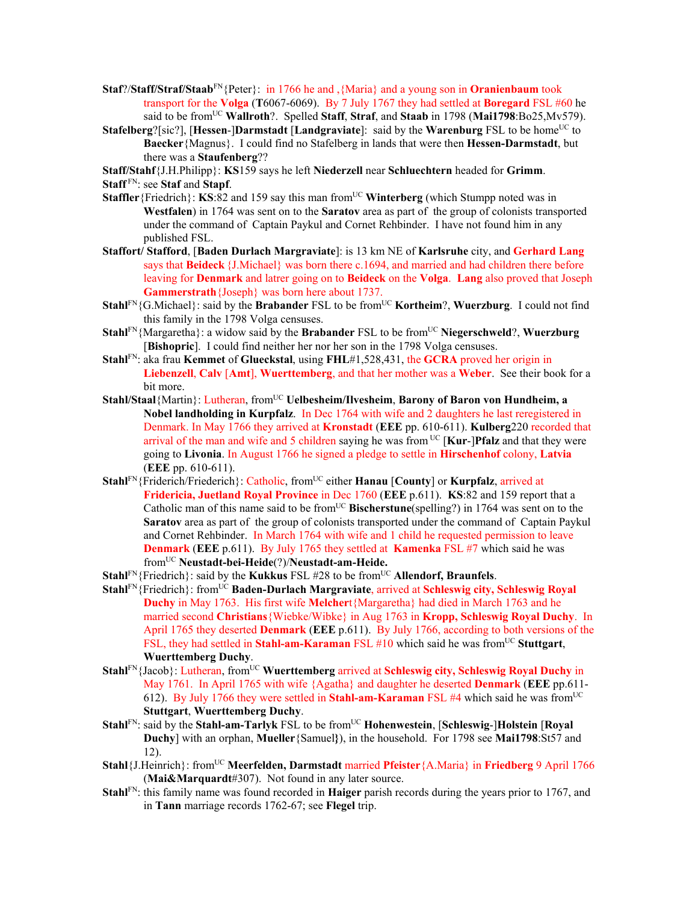**Staf**?/**Staff**/**Straf**/**Staab**[FN]{Peter}: in 1766 he and ,{Maria} and a young son in **Oranienbaum** took transport for the **Volga** (**T**6067-6069). By 7 July 1767 they had settled at **Boregard** FSL #60 he said to be from[UC] **Wallroth**?. Spelled **Staff**, **Straf**, and **Staab** in 1798 (**Mai1798**:Bo25,Mv579).

**Stafelberg**?[sic?], [**Hessen**-]**Darmstadt** [**Landgraviate**]: said by the **Warenburg** FSL to be home[UC] to **Baecker**{Magnus}. I could find no Stafelberg in lands that were then **Hessen-Darmstadt**, but there was a **Staufenberg**??

**Staff/Stahf**{J.H.Philipp}: **KS**159 says he left **Niederzell** near **Schluechtern** headed for **Grimm**.

**Staff**[FN]: see **Staf** and **Stapf**.

**Staffler**{Friedrich}: **KS**:82 and 159 say this man from[UC] **Winterberg** (which Stumpp noted was in **Westfalen**) in 1764 was sent on to the **Saratov** area as part of the group of colonists transported under the command of Captain Paykul and Cornet Rehbinder. I have not found him in any published FSL.

**Staffort/ Stafford**, [**Baden Durlach Margraviate**]: is 13 km NE of **Karlsruhe** city, and **Gerhard Lang** says that **Beideck** {J.Michael} was born there c.1694, and married and had children there before leaving for **Denmark** and latrer going on to **Beideck** on the **Volga**. **Lang** also proved that Joseph **Gammerstrath**{Joseph} was born here about 1737.

**Stahl**[FN]{G.Michael}: said by the **Brabander** FSL to be from[UC] **Kortheim**?, **Wuerzburg**. I could not find this family in the 1798 Volga censuses.

**Stahl**[FN]{Margaretha}: a widow said by the **Brabander** FSL to be from[UC] **Niegerschweld**?, **Wuerzburg** [**Bishopric**]. I could find neither her nor her son in the 1798 Volga censuses.

**Stahl**[FN]: aka frau **Kemmet** of **Glueckstal**, using **FHL**#1,528,431, the **GCRA** proved her origin in **Liebenzell**, **Calv** [**Amt**], **Wuerttemberg**, and that her mother was a **Weber**. See their book for a bit more.

**Stahl/Staal**{Martin}: Lutheran, from[UC] **Uelbesheim/Ilvesheim**, **Barony of Baron von Hundheim, a Nobel landholding in Kurpfalz**. In Dec 1764 with wife and 2 daughters he last reregistered in Denmark. In May 1766 they arrived at **Kronstadt** (**EEE** pp. 610-611). **Kulberg**220 recorded that arrival of the man and wife and 5 children saying he was from [UC] [**Kur**-]**Pfalz** and that they were going to **Livonia**. In August 1766 he signed a pledge to settle in **Hirschenhof** colony, **Latvia** (**EEE** pp. 610-611).

**Stahl**[FN]{Friderich/Friederich}: Catholic, from[UC] either **Hanau** [**County**] or **Kurpfalz**, arrived at **Fridericia, Juetland Royal Province** in Dec 1760 (**EEE** p.611). **KS**:82 and 159 report that a Catholic man of this name said to be from[UC] **Bischerstune**(spelling?) in 1764 was sent on to the **Saratov** area as part of the group of colonists transported under the command of Captain Paykul and Cornet Rehbinder. In March 1764 with wife and 1 child he requested permission to leave **Denmark** (**EEE** p.611). By July 1765 they settled at **Kamenka** FSL #7 which said he was from[UC] **Neustadt-bei-Heide**(?)/**Neustadt-am-Heide.**

**Stahl**[FN]{Friedrich}: said by the **Kukkus** FSL #28 to be from[UC] **Allendorf, Braunfels**.

**Stahl**[FN]{Friedrich}: from[UC] **Baden-Durlach Margraviate**, arrived at **Schleswig city, Schleswig Royal Duchy** in May 1763. His first wife **Melcher**t{Margaretha} had died in March 1763 and he married second **Christians**{Wiebke/Wibke} in Aug 1763 in **Kropp, Schleswig Royal Duchy**. In April 1765 they deserted **Denmark** (**EEE** p.611). By July 1766, according to both versions of the FSL, they had settled in **Stahl-am-Karaman** FSL #10 which said he was from[UC] **Stuttgart**, **Wuerttemberg Duchy**.

**Stahl**[FN]{Jacob}: Lutheran, from[UC] **Wuerttemberg** arrived at **Schleswig city, Schleswig Royal Duchy** in May 1761. In April 1765 with wife {Agatha} and daughter he deserted **Denmark** (**EEE** pp.611-612). By July 1766 they were settled in **Stahl-am-Karaman** FSL #4 which said he was from[UC] **Stuttgart**, **Wuerttemberg Duchy**.

**Stahl**[FN]: said by the **Stahl-am-Tarlyk** FSL to be from[UC] **Hohenwestein**, [**Schleswig**-]**Holstein** [**Royal Duchy**] with an orphan, **Mueller**{Samuel**}**), in the household. For 1798 see **Mai1798**:St57 and 12).

**Stahl**{J.Heinrich}: from[UC] **Meerfelden, Darmstadt** married **Pfeister**{A.Maria} in **Friedberg** 9 April 1766 (**Mai&Marquardt**#307). Not found in any later source.

**Stahl**[FN]: this family name was found recorded in **Haiger** parish records during the years prior to 1767, and in **Tann** marriage records 1762-67; see **Flegel** trip.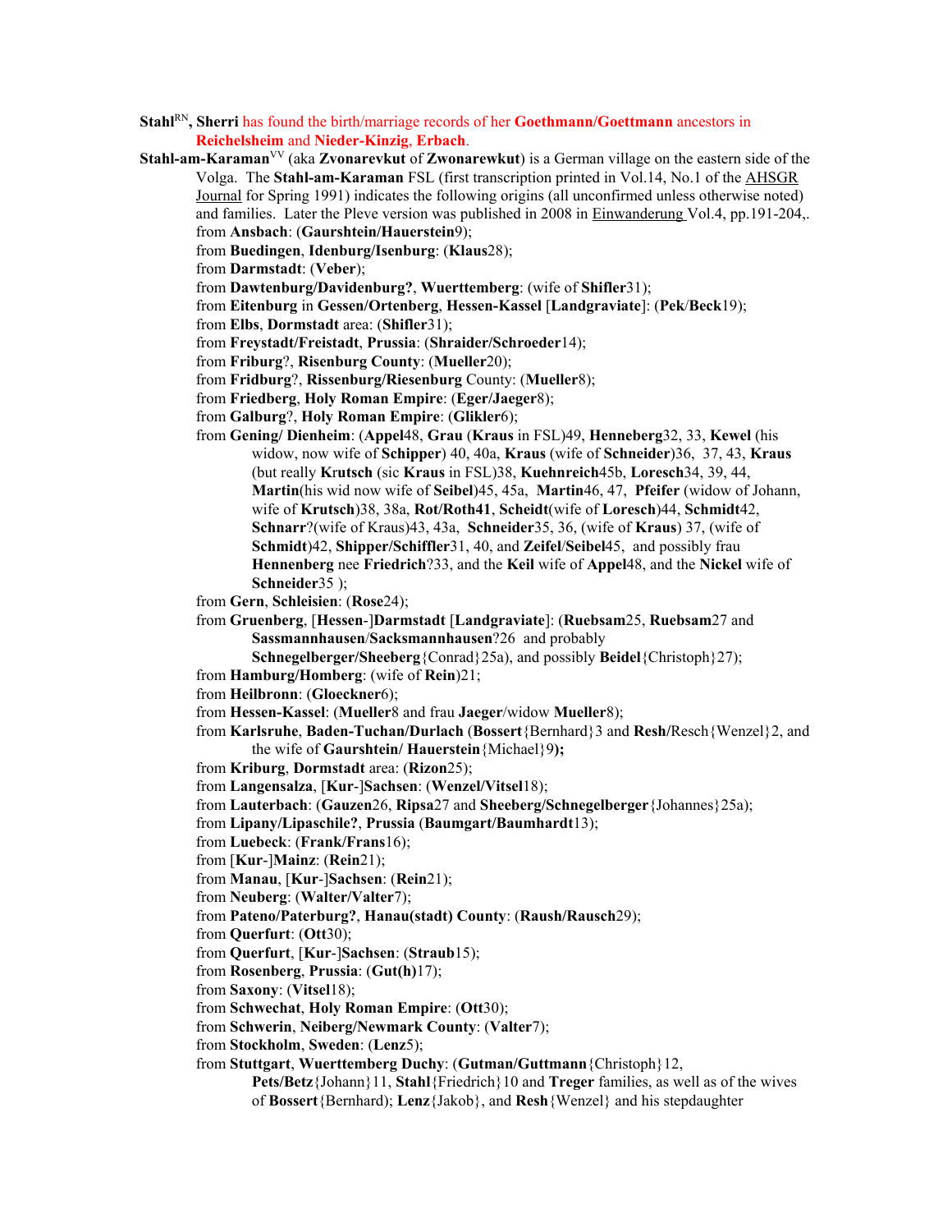**Stahl**[RN]**, Sherri** has found the birth/marriage records of her **Goethmann/Goettmann** ancestors in **Reichelsheim** and **Nieder-Kinzig**, **Erbach**.

**Stahl-am-Karaman**[VV] (aka **Zvonarevkut** of **Zwonarewkut**) is a German village on the eastern side of the Volga. The **Stahl-am-Karaman** FSL (first transcription printed in Vol.14, No.1 of the AHSGR Journal for Spring 1991) indicates the following origins (all unconfirmed unless otherwise noted) and families. Later the Pleve version was published in 2008 in Einwanderung Vol.4, pp.191-204,.

- from **Ansbach**: (**Gaurshtein/Hauerstein**9);
- from **Buedingen**, **Idenburg/Isenburg**: (**Klaus**28);
- from **Darmstadt**: (**Veber**);
- from **Dawtenburg/Davidenburg?**, **Wuerttemberg**: (wife of **Shifler**31);
- from **Eitenburg** in **Gessen/Ortenberg**, **Hessen-Kassel** [**Landgraviate**]: (**Pek**/**Beck**19);
- from **Elbs**, **Dormstadt** area: (**Shifler**31);
- from **Freystadt/Freistadt**, **Prussia**: (**Shraider/Schroeder**14);
- from **Friburg**?, **Risenburg County**: (**Mueller**20);
- from **Fridburg**?, **Rissenburg/Riesenburg** County: (**Mueller**8);
- from **Friedberg**, **Holy Roman Empire**: (**Eger/Jaeger**8);
- from **Galburg**?, **Holy Roman Empire**: (**Glikler**6);
- from **Gening/ Dienheim**: (**Appel**48, **Grau** (**Kraus** in FSL)49, **Henneberg**32, 33, **Kewel** (his widow, now wife of **Schipper**) 40, 40a, **Kraus** (wife of **Schneider**)36, 37, 43, **Kraus** (but really **Krutsch** (sic **Kraus** in FSL)38, **Kuehnreich**45b, **Loresch**34, 39, 44, **Martin**(his wid now wife of **Seibel**)45, 45a, **Martin**46, 47, **Pfeifer** (widow of Johann, wife of **Krutsch**)38, 38a, **Rot/Roth41**, **Scheidt**(wife of **Loresch**)44, **Schmidt**42, **Schnarr**?(wife of Kraus)43, 43a, **Schneider**35, 36, (wife of **Kraus**) 37, (wife of **Schmidt**)42, **Shipper/Schiffler**31, 40, and **Zeifel**/**Seibel**45, and possibly frau **Hennenberg** nee **Friedrich**?33, and the **Keil** wife of **Appel**48, and the **Nickel** wife of **Schneider**35 );
- from **Gern**, **Schleisien**: (**Rose**24);
- from **Gruenberg**, [**Hessen**-]**Darmstadt** [**Landgraviate**]: (**Ruebsam**25, **Ruebsam**27 and **Sassmannhausen**/**Sacksmannhausen**?26 and probably **Schnegelberger/Sheeberg**{Conrad}25a), and possibly **Beidel**{Christoph}27);
- from **Hamburg/Homberg**: (wife of **Rein**)21;
- from **Heilbronn**: (**Gloeckner**6);
- from **Hessen-Kassel**: (**Mueller**8 and frau **Jaeger**/widow **Mueller**8);
- from **Karlsruhe**, **Baden-Tuchan/Durlach** (**Bossert**{Bernhard}3 and **Resh/**Resch{Wenzel}2, and the wife of **Gaurshtein/ Hauerstein**{Michael}9**);**
- from **Kriburg**, **Dormstadt** area: (**Rizon**25);
- from **Langensalza**, [**Kur**-]**Sachsen**: (**Wenzel/Vitsel**18);
- from **Lauterbach**: (**Gauzen**26, **Ripsa**27 and **Sheeberg/Schnegelberger**{Johannes}25a);
- from **Lipany/Lipaschile?**, **Prussia** (**Baumgart/Baumhardt**13);
- from **Luebeck**: (**Frank/Frans**16);
- from [**Kur**-]**Mainz**: (**Rein**21);
- from **Manau**, [**Kur**-]**Sachsen**: (**Rein**21);
- from **Neuberg**: (**Walter/Valter**7);
- from **Pateno/Paterburg?**, **Hanau(stadt) County**: (**Raush/Rausch**29);
- from **Querfurt**: (**Ott**30);
- from **Querfurt**, [**Kur**-]**Sachsen**: (**Straub**15);
- from **Rosenberg**, **Prussia**: (**Gut(h)**17);
- from **Saxony**: (**Vitsel**18);
- from **Schwechat**, **Holy Roman Empire**: (**Ott**30);
- from **Schwerin**, **Neiberg/Newmark County**: (**Valter**7);
- from **Stockholm**, **Sweden**: (**Lenz**5);
- from **Stuttgart**, **Wuerttemberg Duchy**: (**Gutman/Guttmann**{Christoph}12, **Pets/Betz**{Johann}11, **Stahl**{Friedrich}10 and **Treger** families, as well as of the wives of **Bossert**{Bernhard); **Lenz**{Jakob}, and **Resh**{Wenzel} and his stepdaughter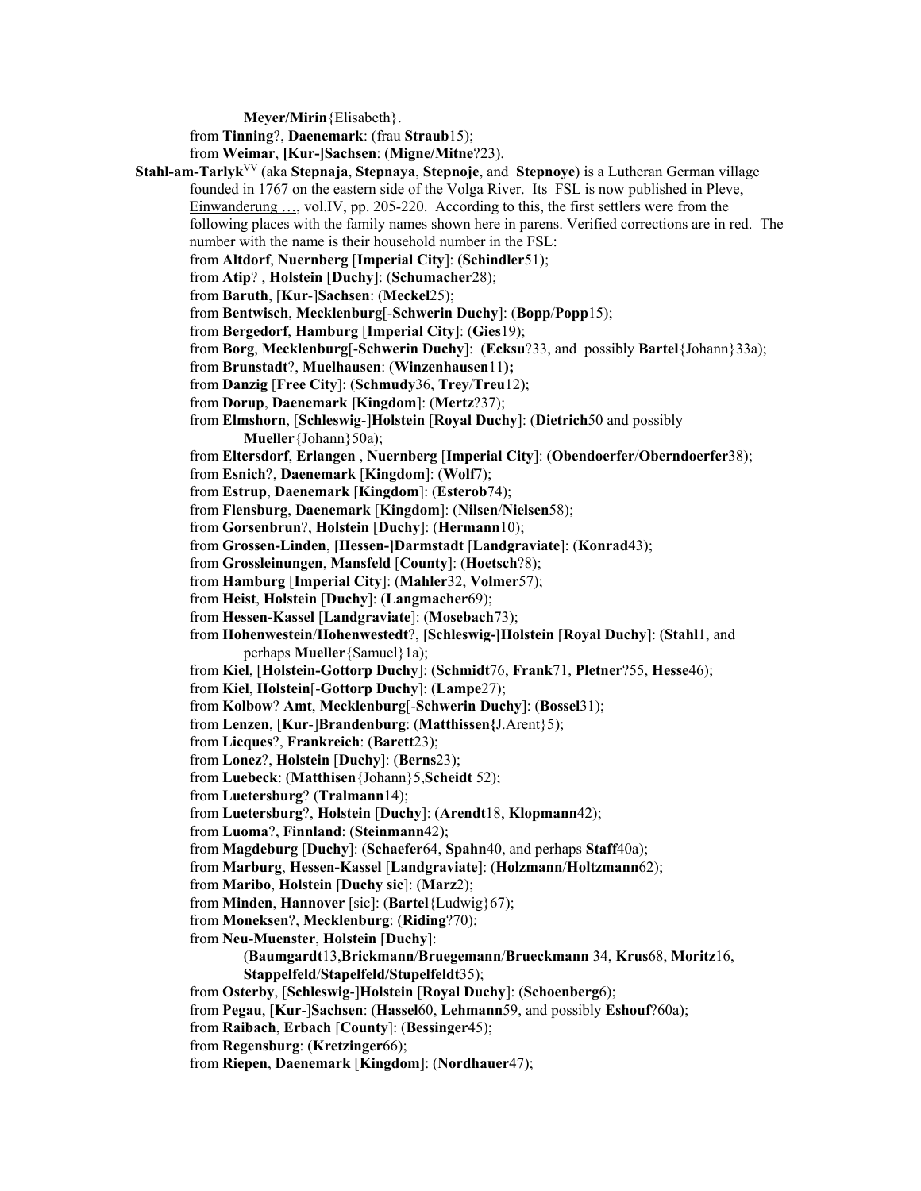**Meyer/Mirin**{Elisabeth}.

from **Tinning**?, **Daenemark**: (frau **Straub**15);

from **Weimar**, **[Kur-]Sachsen**: (**Migne/Mitne**?23).

**Stahl-am-Tarlyk**[VV] (aka **Stepnaja**, **Stepnaya**, **Stepnoje**, and **Stepnoye**) is a Lutheran German village founded in 1767 on the eastern side of the Volga River. Its FSL is now published in Pleve, Einwanderung …, vol.IV, pp. 205-220. According to this, the first settlers were from the following places with the family names shown here in parens. Verified corrections are in red. The number with the name is their household number in the FSL:

from **Altdorf**, **Nuernberg** [**Imperial City**]: (**Schindler**51);

from **Atip**? , **Holstein** [**Duchy**]: (**Schumacher**28);

from **Baruth**, [**Kur**-]**Sachsen**: (**Meckel**25);

from **Bentwisch**, **Mecklenburg**[-**Schwerin Duchy**]: (**Bopp**/**Popp**15);

from **Bergedorf**, **Hamburg** [**Imperial City**]: (**Gies**19);

from **Borg**, **Mecklenburg**[-**Schwerin Duchy**]: (**Ecksu**?33, and possibly **Bartel**{Johann}33a);

from **Brunstadt**?, **Muelhausen**: (**Winzenhausen**11**);**

from **Danzig** [**Free City**]: (**Schmudy**36, **Trey**/**Treu**12);

from **Dorup**, **Daenemark [Kingdom**]: (**Mertz**?37);

from **Elmshorn**, [**Schleswig**-]**Holstein** [**Royal Duchy**]: (**Dietrich**50 and possibly **Mueller**{Johann}50a);

from **Eltersdorf**, **Erlangen** , **Nuernberg** [**Imperial City**]: (**Obendoerfer**/**Oberndoerfer**38);

from **Esnich**?, **Daenemark** [**Kingdom**]: (**Wolf**7);

from **Estrup**, **Daenemark** [**Kingdom**]: (**Esterob**74);

from **Flensburg**, **Daenemark** [**Kingdom**]: (**Nilsen**/**Nielsen**58);

from **Gorsenbrun**?, **Holstein** [**Duchy**]: (**Hermann**10);

from **Grossen-Linden**, **[Hessen-]Darmstadt** [**Landgraviate**]: (**Konrad**43);

from **Grossleinungen**, **Mansfeld** [**County**]: (**Hoetsch**?8);

from **Hamburg** [**Imperial City**]: (**Mahler**32, **Volmer**57);

from **Heist**, **Holstein** [**Duchy**]: (**Langmacher**69);

from **Hessen-Kassel** [**Landgraviate**]: (**Mosebach**73);

from **Hohenwestein**/**Hohenwestedt**?, **[Schleswig-]Holstein** [**Royal Duchy**]: (**Stahl**1, and perhaps **Mueller**{Samuel}1a);

from **Kiel**, [**Holstein-Gottorp Duchy**]: (**Schmidt**76, **Frank**71, **Pletner**?55, **Hesse**46);

from **Kiel**, **Holstein**[-**Gottorp Duchy**]: (**Lampe**27);

from **Kolbow**? **Amt**, **Mecklenburg**[-**Schwerin Duchy**]: (**Bossel**31);

from **Lenzen**, [**Kur**-]**Brandenburg**: (**Matthissen{**J.Arent}5);

from **Licques**?, **Frankreich**: (**Barett**23);

from **Lonez**?, **Holstein** [**Duchy**]: (**Berns**23);

from **Luebeck**: (**Matthisen**{Johann}5,**Scheidt** 52);

from **Luetersburg**? (**Tralmann**14);

from **Luetersburg**?, **Holstein** [**Duchy**]: (**Arendt**18, **Klopmann**42);

from **Luoma**?, **Finnland**: (**Steinmann**42);

from **Magdeburg** [**Duchy**]: (**Schaefer**64, **Spahn**40, and perhaps **Staff**40a);

from **Marburg**, **Hessen-Kassel** [**Landgraviate**]: (**Holzmann**/**Holtzmann**62);

from **Maribo**, **Holstein** [**Duchy sic**]: (**Marz**2);

from **Minden**, **Hannover** [sic]: (**Bartel**{Ludwig}67);

from **Moneksen**?, **Mecklenburg**: (**Riding**?70);

from **Neu-Muenster**, **Holstein** [**Duchy**]: (**Baumgardt**13,**Brickmann**/**Bruegemann**/**Brueckmann** 34, **Krus**68, **Moritz**16, **Stappelfeld**/**Stapelfeld/Stupelfeldt**35);

from **Osterby**, [**Schleswig**-]**Holstein** [**Royal Duchy**]: (**Schoenberg**6);

from **Pegau**, [**Kur**-]**Sachsen**: (**Hassel**60, **Lehmann**59, and possibly **Eshouf**?60a);

from **Raibach**, **Erbach** [**County**]: (**Bessinger**45);

from **Regensburg**: (**Kretzinger**66);

from **Riepen**, **Daenemark** [**Kingdom**]: (**Nordhauer**47);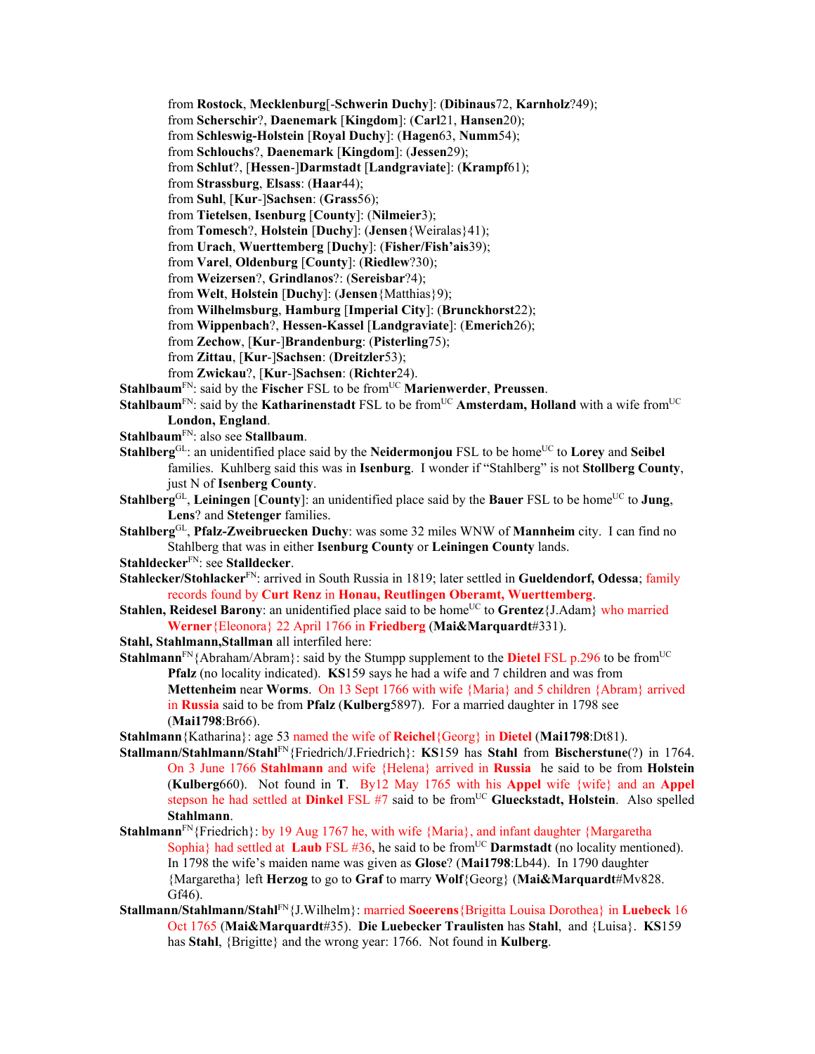from **Rostock**, **Mecklenburg**[-**Schwerin Duchy**]: (**Dibinaus**72, **Karnholz**?49);
from **Scherschir**?, **Daenemark** [**Kingdom**]: (**Carl**21, **Hansen**20);
from **Schleswig-Holstein** [**Royal Duchy**]: (**Hagen**63, **Numm**54);
from **Schlouchs**?, **Daenemark** [**Kingdom**]: (**Jessen**29);
from **Schlut**?, [**Hessen**-]**Darmstadt** [**Landgraviate**]: (**Krampf**61);
from **Strassburg**, **Elsass**: (**Haar**44);
from **Suhl**, [**Kur**-]**Sachsen**: (**Grass**56);
from **Tietelsen**, **Isenburg** [**County**]: (**Nilmeier**3);
from **Tomesch**?, **Holstein** [**Duchy**]: (**Jensen**{Weiralas}41);
from **Urach**, **Wuerttemberg** [**Duchy**]: (**Fisher/Fish'ais**39);
from **Varel**, **Oldenburg** [**County**]: (**Riedlew**?30);
from **Weizersen**?, **Grindlanos**?: (**Sereisbar**?4);
from **Welt**, **Holstein** [**Duchy**]: (**Jensen**{Matthias}9);
from **Wilhelmsburg**, **Hamburg** [**Imperial City**]: (**Brunckhorst**22);
from **Wippenbach**?, **Hessen-Kassel** [**Landgraviate**]: (**Emerich**26);
from **Zechow**, [**Kur**-]**Brandenburg**: (**Pisterling**75);
from **Zittau**, [**Kur**-]**Sachsen**: (**Dreitzler**53);
from **Zwickau**?, [**Kur**-]**Sachsen**: (**Richter**24).

**Stahlbaum**[FN]: said by the **Fischer** FSL to be from[UC] **Marienwerder**, **Preussen**.

**Stahlbaum**[FN]: said by the **Katharinenstadt** FSL to be from[UC] **Amsterdam, Holland** with a wife from[UC] **London, England**.

**Stahlbaum**[FN]: also see **Stallbaum**.

**Stahlberg**[GL]: an unidentified place said by the **Neidermonjou** FSL to be home[UC] to **Lorey** and **Seibel** families. Kuhlberg said this was in **Isenburg**. I wonder if "Stahlberg" is not **Stollberg County**, just N of **Isenberg County**.

**Stahlberg**[GL], **Leiningen** [**County**]: an unidentified place said by the **Bauer** FSL to be home[UC] to **Jung**, **Lens**? and **Stetenger** families.

**Stahlberg**[GL], **Pfalz-Zweibruecken Duchy**: was some 32 miles WNW of **Mannheim** city. I can find no Stahlberg that was in either **Isenburg County** or **Leiningen County** lands.

**Stahldecker**[FN]: see **Stalldecker**.

**Stahlecker/Stohlacker**[FN]: arrived in South Russia in 1819; later settled in **Gueldendorf, Odessa**; family records found by **Curt Renz** in **Honau, Reutlingen Oberamt, Wuerttemberg**.

**Stahlen, Reidesel Barony**: an unidentified place said to be home[UC] to **Grentez**{J.Adam} who married **Werner**{Eleonora} 22 April 1766 in **Friedberg** (**Mai&Marquardt**#331).

**Stahl, Stahlmann,Stallman** all interfiled here:

**Stahlmann**[FN]{Abraham/Abram}: said by the Stumpp supplement to the **Dietel** FSL p.296 to be from[UC] **Pfalz** (no locality indicated). **KS**159 says he had a wife and 7 children and was from **Mettenheim** near **Worms**. On 13 Sept 1766 with wife {Maria} and 5 children {Abram} arrived in **Russia** said to be from **Pfalz** (**Kulberg**5897). For a married daughter in 1798 see (**Mai1798**:Br66).

**Stahlmann**{Katharina}: age 53 named the wife of **Reichel**{Georg} in **Dietel** (**Mai1798**:Dt81).

**Stallmann/Stahlmann/Stahl**[FN]{Friedrich/J.Friedrich}: **KS**159 has **Stahl** from **Bischerstune**(?) in 1764. On 3 June 1766 **Stahlmann** and wife {Helena} arrived in **Russia** he said to be from **Holstein** (**Kulberg**660). Not found in **T**. By12 May 1765 with his **Appel** wife {wife} and an **Appel** stepson he had settled at **Dinkel** FSL #7 said to be from[UC] **Glueckstadt, Holstein**. Also spelled **Stahlmann**.

**Stahlmann**[FN]{Friedrich}: by 19 Aug 1767 he, with wife {Maria}, and infant daughter {Margaretha Sophia} had settled at **Laub** FSL #36, he said to be from[UC] **Darmstadt** (no locality mentioned). In 1798 the wife's maiden name was given as **Glose**? (**Mai1798**:Lb44). In 1790 daughter {Margaretha} left **Herzog** to go to **Graf** to marry **Wolf**{Georg} (**Mai&Marquardt**#Mv828. Gf46).

**Stallmann/Stahlmann/Stahl**[FN]{J.Wilhelm}: married **Soeerens**{Brigitta Louisa Dorothea} in **Luebeck** 16 Oct 1765 (**Mai&Marquardt**#35). **Die Luebecker Traulisten** has **Stahl**, and {Luisa}. **KS**159 has **Stahl**, {Brigitte} and the wrong year: 1766. Not found in **Kulberg**.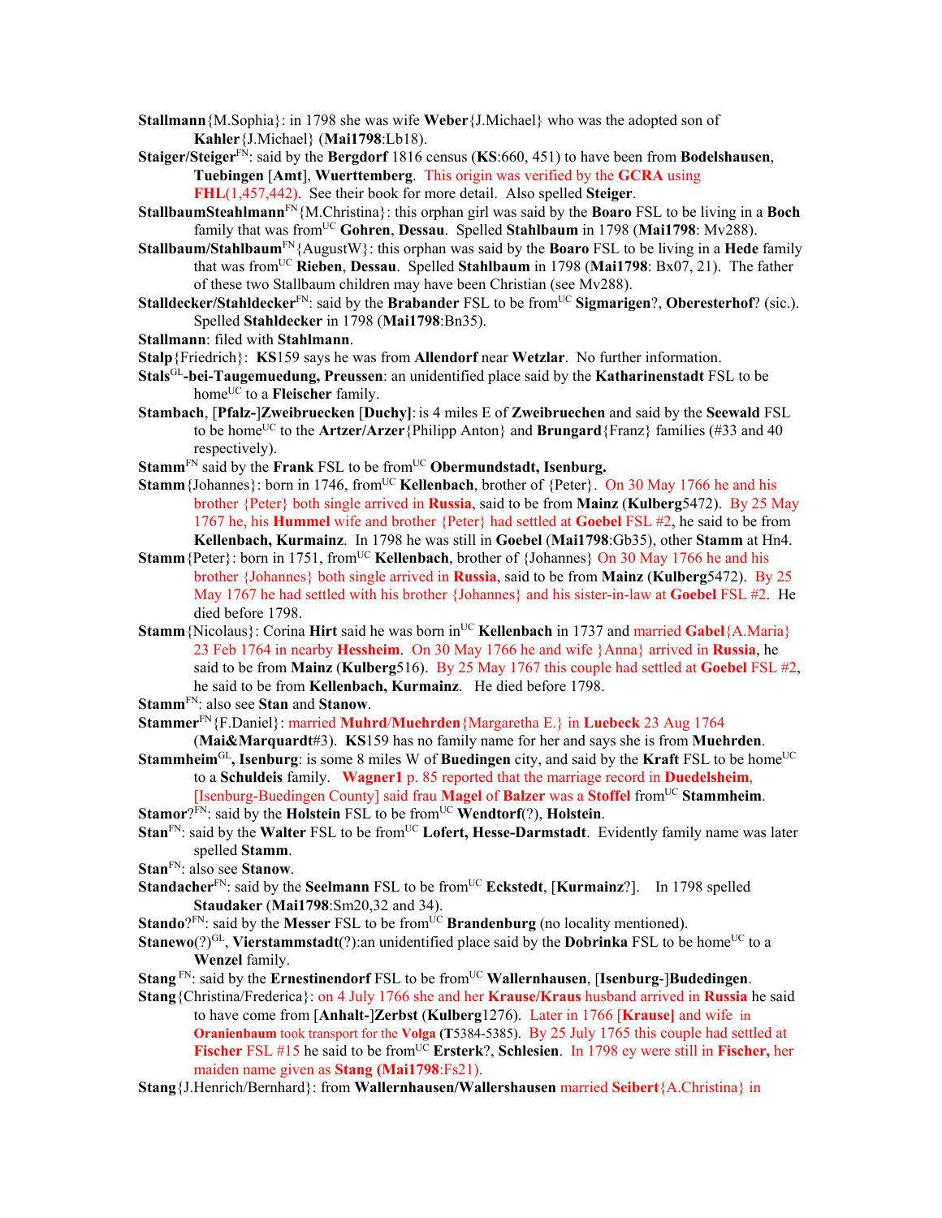**Stallmann**{M.Sophia}: in 1798 she was wife **Weber**{J.Michael} who was the adopted son of **Kahler**{J.Michael} (**Mai1798**:Lb18).

**Staiger/Steiger**[FN]: said by the **Bergdorf** 1816 census (**KS**:660, 451) to have been from **Bodelshausen**, **Tuebingen** [**Amt**], **Wuerttemberg**. This origin was verified by the **GCRA** using **FHL**(1,457,442). See their book for more detail. Also spelled **Steiger**.

**StallbaumSteahlmann**[FN]{M.Christina}: this orphan girl was said by the **Boaro** FSL to be living in a **Boch** family that was from[UC] **Gohren**, **Dessau**. Spelled **Stahlbaum** in 1798 (**Mai1798**: Mv288).

**Stallbaum/Stahlbaum**[FN]{AugustW}: this orphan was said by the **Boaro** FSL to be living in a **Hede** family that was from[UC] **Rieben**, **Dessau**. Spelled **Stahlbaum** in 1798 (**Mai1798**: Bx07, 21). The father of these two Stallbaum children may have been Christian (see Mv288).

**Stalldecker/Stahldecker**[FN]: said by the **Brabander** FSL to be from[UC] **Sigmarigen**?, **Oberesterhof**? (sic.). Spelled **Stahldecker** in 1798 (**Mai1798**:Bn35).

**Stallmann**: filed with **Stahlmann**.

**Stalp**{Friedrich}: **KS**159 says he was from **Allendorf** near **Wetzlar**. No further information.

**Stals**[GL]**-bei-Taugemuedung, Preussen**: an unidentified place said by the **Katharinenstadt** FSL to be home[UC] to a **Fleischer** family.

**Stambach**, [**Pfalz-]Zweibruecken** [**Duchy]**: is 4 miles E of **Zweibruechen** and said by the **Seewald** FSL to be home[UC] to the **Artzer/Arzer**{Philipp Anton} and **Brungard**{Franz} families (#33 and 40 respectively).

**Stamm**[FN] said by the **Frank** FSL to be from[UC] **Obermundstadt, Isenburg.**

**Stamm**{Johannes}: born in 1746, from[UC] **Kellenbach**, brother of {Peter}. On 30 May 1766 he and his brother {Peter} both single arrived in **Russia**, said to be from **Mainz** (**Kulberg**5472). By 25 May 1767 he, his **Hummel** wife and brother {Peter} had settled at **Goebel** FSL #2, he said to be from **Kellenbach, Kurmainz**. In 1798 he was still in **Goebel** (**Mai1798**:Gb35), other **Stamm** at Hn4.

**Stamm**{Peter}: born in 1751, from[UC] **Kellenbach**, brother of {Johannes} On 30 May 1766 he and his brother {Johannes} both single arrived in **Russia**, said to be from **Mainz** (**Kulberg**5472). By 25 May 1767 he had settled with his brother {Johannes} and his sister-in-law at **Goebel** FSL #2. He died before 1798.

**Stamm**{Nicolaus}: Corina **Hirt** said he was born in[UC] **Kellenbach** in 1737 and married **Gabel**{A.Maria} 23 Feb 1764 in nearby **Hessheim**. On 30 May 1766 he and wife }Anna} arrived in **Russia**, he said to be from **Mainz** (**Kulberg**516). By 25 May 1767 this couple had settled at **Goebel** FSL #2, he said to be from **Kellenbach, Kurmainz**. He died before 1798.

**Stamm**[FN]: also see **Stan** and **Stanow**.

**Stammer**[FN]{F.Daniel}: married **Muhrd**/**Muehrden**{Margaretha E.} in **Luebeck** 23 Aug 1764 (**Mai&Marquardt**#3). **KS**159 has no family name for her and says she is from **Muehrden**.

**Stammheim**[GL]**, Isenburg**: is some 8 miles W of **Buedingen** city, and said by the **Kraft** FSL to be home[UC] to a **Schuldeis** family. **Wagner1** p. 85 reported that the marriage record in **Duedelsheim**, [Isenburg-Buedingen County] said frau **Magel** of **Balzer** was a **Stoffel** from[UC] **Stammheim**.

**Stamor**?[FN]: said by the **Holstein** FSL to be from[UC] **Wendtorf**(?), **Holstein**.

**Stan**[FN]: said by the **Walter** FSL to be from[UC] **Lofert, Hesse-Darmstadt**. Evidently family name was later spelled **Stamm**.

**Stan**[FN]: also see **Stanow**.

**Standacher**[FN]: said by the **Seelmann** FSL to be from[UC] **Eckstedt**, [**Kurmainz**?]. In 1798 spelled **Staudaker** (**Mai1798**:Sm20,32 and 34).

**Stando**?[FN]: said by the **Messer** FSL to be from[UC] **Brandenburg** (no locality mentioned).

**Stanewo**(?)[GL], **Vierstammstadt**(?):an unidentified place said by the **Dobrinka** FSL to be home[UC] to a **Wenzel** family.

**Stang** [FN]: said by the **Ernestinendorf** FSL to be from[UC] **Wallernhausen**, [**Isenburg**-]**Budedingen**.

**Stang**{Christina/Frederica}: on 4 July 1766 she and her **Krause/Kraus** husband arrived in **Russia** he said to have come from [**Anhalt-]Zerbst** (**Kulberg**1276). Later in 1766 [**Krause]** and wife in **Oranienbaum** took transport for the **Volga** (**T**5384-5385). By 25 July 1765 this couple had settled at **Fischer** FSL #15 he said to be from[UC] **Ersterk**?, **Schlesien**. In 1798 ey were still in **Fischer,** her maiden name given as **Stang** (**Mai1798**:Fs21).

**Stang**{J.Henrich/Bernhard}: from **Wallernhausen/Wallershausen** married **Seibert**{A.Christina} in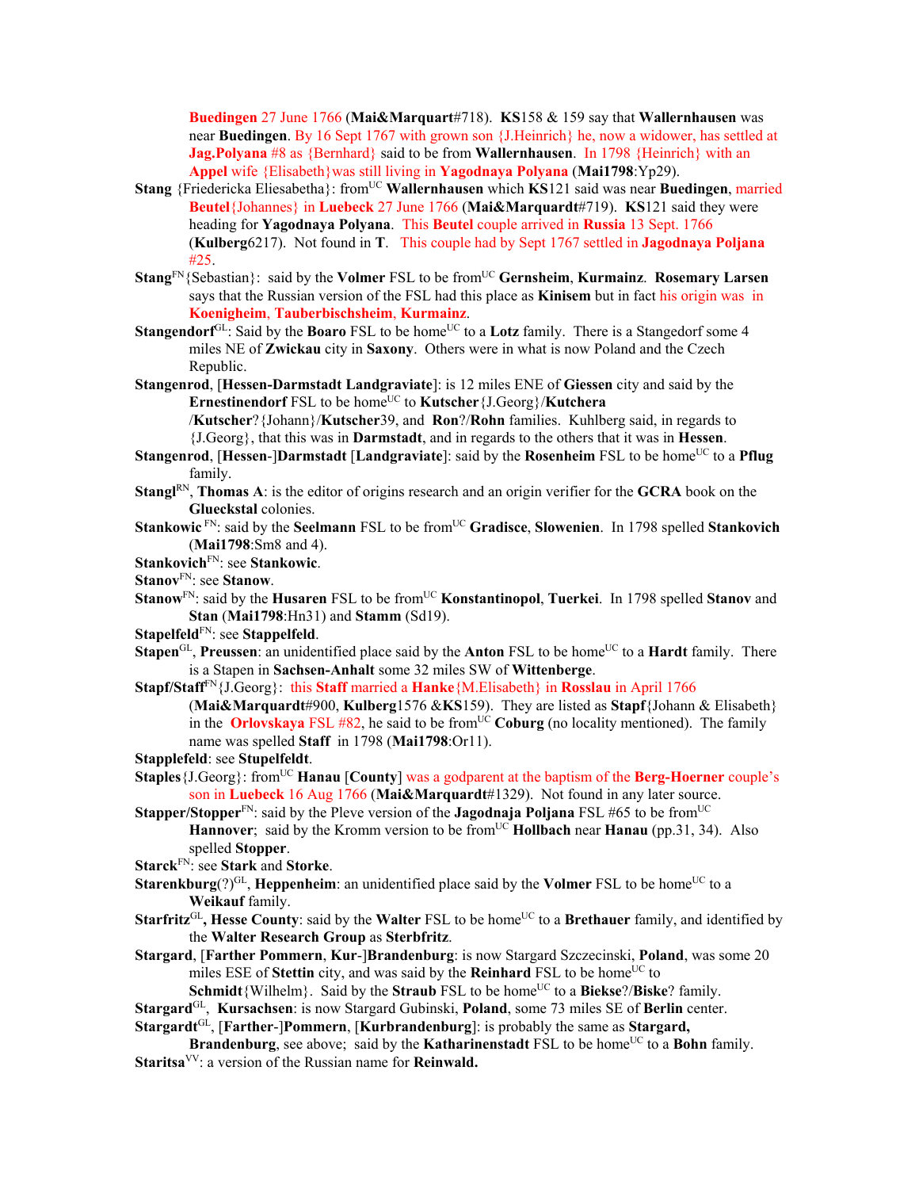**Buedingen** 27 June 1766 (**Mai&Marquart**#718). **KS**158 & 159 say that **Wallernhausen** was near **Buedingen**. By 16 Sept 1767 with grown son {J.Heinrich} he, now a widower, has settled at **Jag.Polyana** #8 as {Bernhard} said to be from **Wallernhausen**. In 1798 {Heinrich} with an **Appel** wife {Elisabeth}was still living in **Yagodnaya Polyana** (**Mai1798**:Yp29).

**Stang** {Friedericka Eliesabetha}: from[UC] **Wallernhausen** which **KS**121 said was near **Buedingen**, married **Beutel**{Johannes} in **Luebeck** 27 June 1766 (**Mai&Marquardt**#719). **KS**121 said they were heading for **Yagodnaya Polyana**. This **Beutel** couple arrived in **Russia** 13 Sept. 1766 (**Kulberg**6217). Not found in **T**. This couple had by Sept 1767 settled in **Jagodnaya Poljana** #25.

**Stang**[FN]{Sebastian}: said by the **Volmer** FSL to be from[UC] **Gernsheim**, **Kurmainz**. **Rosemary Larsen** says that the Russian version of the FSL had this place as **Kinisem** but in fact his origin was in **Koenigheim**, **Tauberbischsheim**, **Kurmainz**.

**Stangendorf**[GL]: Said by the **Boaro** FSL to be home[UC] to a **Lotz** family. There is a Stangedorf some 4 miles NE of **Zwickau** city in **Saxony**. Others were in what is now Poland and the Czech Republic.

**Stangenrod**, [**Hessen-Darmstadt Landgraviate**]: is 12 miles ENE of **Giessen** city and said by the **Ernestinendorf** FSL to be home[UC] to **Kutscher**{J.Georg}/**Kutchera** /**Kutscher**?{Johann}/**Kutscher**39, and **Ron**?/**Rohn** families. Kuhlberg said, in regards to {J.Georg}, that this was in **Darmstadt**, and in regards to the others that it was in **Hessen**.

**Stangenrod**, [**Hessen-**]**Darmstadt** [**Landgraviate**]: said by the **Rosenheim** FSL to be home[UC] to a **Pflug** family.

**Stangl**[RN], **Thomas A**: is the editor of origins research and an origin verifier for the **GCRA** book on the **Glueckstal** colonies.

**Stankowic** [FN]: said by the **Seelmann** FSL to be from[UC] **Gradisce**, **Slowenien**. In 1798 spelled **Stankovich** (**Mai1798**:Sm8 and 4).

**Stankovich**[FN]: see **Stankowic**.

**Stanov**[FN]: see **Stanow**.

**Stanow**[FN]: said by the **Husaren** FSL to be from[UC] **Konstantinopol**, **Tuerkei**. In 1798 spelled **Stanov** and **Stan** (**Mai1798**:Hn31) and **Stamm** (Sd19).

**Stapelfeld**[FN]: see **Stappelfeld**.

**Stapen**[GL], **Preussen**: an unidentified place said by the **Anton** FSL to be home[UC] to a **Hardt** family. There is a Stapen in **Sachsen-Anhalt** some 32 miles SW of **Wittenberge**.

**Stapf/Staff**[FN]{J.Georg}: this **Staff** married a **Hanke**{M.Elisabeth} in **Rosslau** in April 1766 (**Mai&Marquardt**#900, **Kulberg**1576 &**KS**159). They are listed as **Stapf**{Johann & Elisabeth} in the **Orlovskaya** FSL #82, he said to be from[UC] **Coburg** (no locality mentioned). The family name was spelled **Staff** in 1798 (**Mai1798**:Or11).

**Stapplefeld**: see **Stupelfeldt**.

**Staples**{J.Georg}: from[UC] **Hanau** [**County**] was a godparent at the baptism of the **Berg-Hoerner** couple's son in **Luebeck** 16 Aug 1766 (**Mai&Marquardt**#1329). Not found in any later source.

**Stapper/Stopper**[FN]: said by the Pleve version of the **Jagodnaja Poljana** FSL #65 to be from[UC] **Hannover**; said by the Kromm version to be from[UC] **Hollbach** near **Hanau** (pp.31, 34). Also spelled **Stopper**.

**Starck**[FN]: see **Stark** and **Storke**.

**Starenkburg**(?)[GL], **Heppenheim**: an unidentified place said by the **Volmer** FSL to be home[UC] to a **Weikauf** family.

**Starfritz**[GL]**, Hesse County**: said by the **Walter** FSL to be home[UC] to a **Brethauer** family, and identified by the **Walter Research Group** as **Sterbfritz**.

**Stargard**, [**Farther Pommern**, **Kur-**]**Brandenburg**: is now Stargard Szczecinski, **Poland**, was some 20 miles ESE of **Stettin** city, and was said by the **Reinhard** FSL to be home[UC] to **Schmidt**{Wilhelm}. Said by the **Straub** FSL to be home[UC] to a **Biekse**?/**Biske**? family.

**Stargard**[GL], **Kursachsen**: is now Stargard Gubinski, **Poland**, some 73 miles SE of **Berlin** center.

**Stargardt**[GL], [**Farther-**]**Pommern**, [**Kurbrandenburg**]: is probably the same as **Stargard, Brandenburg**, see above; said by the **Katharinenstadt** FSL to be home[UC] to a **Bohn** family.

**Staritsa**[VV]: a version of the Russian name for **Reinwald.**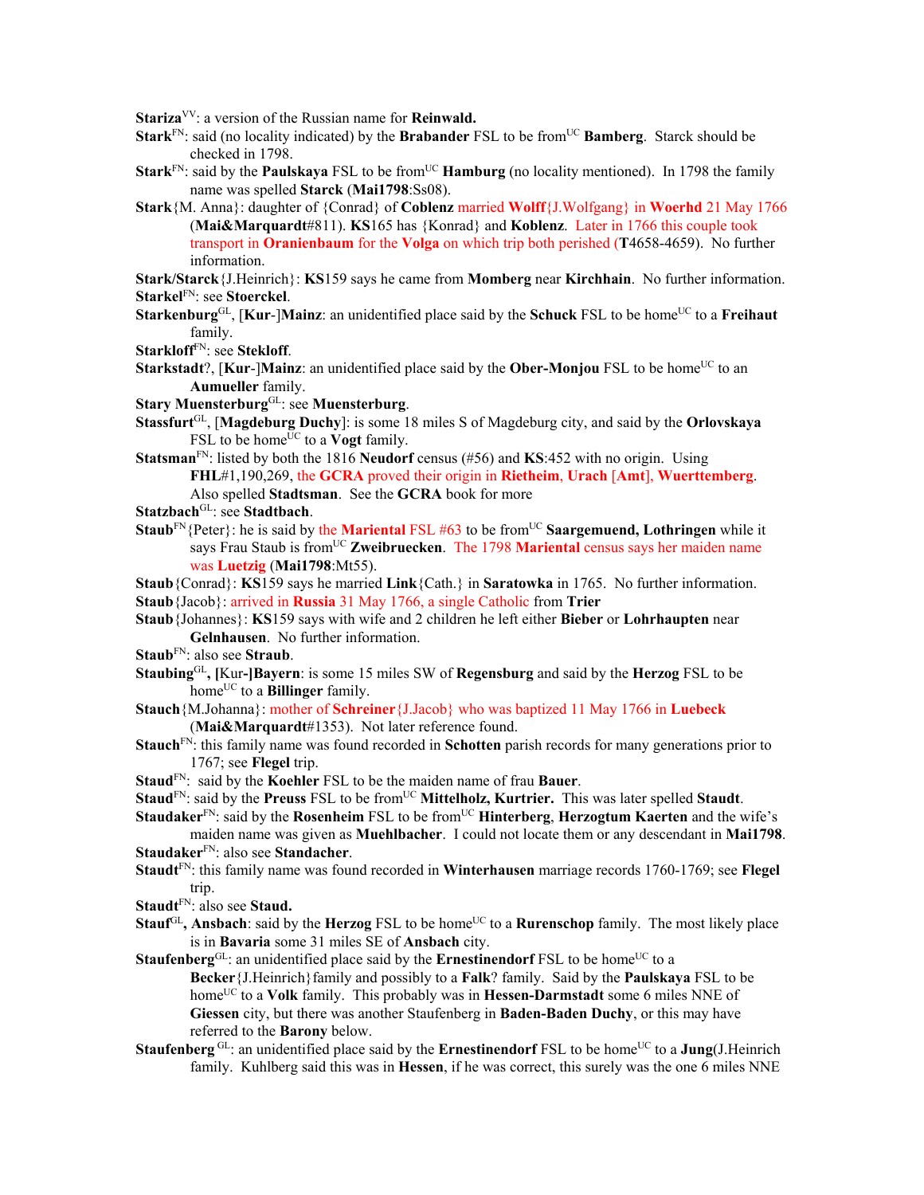**Stariza**[VV]: a version of the Russian name for **Reinwald.**

**Stark**[FN]: said (no locality indicated) by the **Brabander** FSL to be from[UC] **Bamberg**. Starck should be checked in 1798.

**Stark**[FN]: said by the **Paulskaya** FSL to be from[UC] **Hamburg** (no locality mentioned). In 1798 the family name was spelled **Starck** (**Mai1798**:Ss08).

**Stark**{M. Anna}: daughter of {Conrad} of **Coblenz** married **Wolff**{J.Wolfgang} in **Woerhd** 21 May 1766 (**Mai&Marquardt**#811). **KS**165 has {Konrad} and **Koblenz**. Later in 1766 this couple took transport in **Oranienbaum** for the **Volga** on which trip both perished (**T**4658-4659). No further information.

**Stark/Starck**{J.Heinrich}: **KS**159 says he came from **Momberg** near **Kirchhain**. No further information.

**Starkel**[FN]: see **Stoerckel**.

**Starkenburg**[GL], [**Kur**-]**Mainz**: an unidentified place said by the **Schuck** FSL to be home[UC] to a **Freihaut** family.

**Starkloff**[FN]: see **Stekloff**.

**Starkstadt**?, [**Kur**-]**Mainz**: an unidentified place said by the **Ober-Monjou** FSL to be home[UC] to an **Aumueller** family.

**Stary Muensterburg**[GL]: see **Muensterburg**.

**Stassfurt**[GL], [**Magdeburg Duchy**]: is some 18 miles S of Magdeburg city, and said by the **Orlovskaya** FSL to be home[UC] to a **Vogt** family.

**Statsman**[FN]: listed by both the 1816 **Neudorf** census (#56) and **KS**:452 with no origin. Using **FHL**#1,190,269, the **GCRA** proved their origin in **Rietheim**, **Urach** [**Amt**], **Wuerttemberg**. Also spelled **Stadtsman**. See the **GCRA** book for more

**Statzbach**[GL]: see **Stadtbach**.

**Staub**[FN]{Peter}: he is said by the **Mariental** FSL #63 to be from[UC] **Saargemuend, Lothringen** while it says Frau Staub is from[UC] **Zweibruecken**. The 1798 **Mariental** census says her maiden name was **Luetzig** (**Mai1798**:Mt55).

**Staub**{Conrad}: **KS**159 says he married **Link**{Cath.} in **Saratowka** in 1765. No further information.

**Staub**{Jacob}: arrived in **Russia** 31 May 1766, a single Catholic from **Trier**

**Staub**{Johannes}: **KS**159 says with wife and 2 children he left either **Bieber** or **Lohrhaupten** near **Gelnhausen**. No further information.

**Staub**[FN]: also see **Straub**.

**Staubing**[GL]**, [**Kur**-]Bayern**: is some 15 miles SW of **Regensburg** and said by the **Herzog** FSL to be home[UC] to a **Billinger** family.

**Stauch**{M.Johanna}: mother of **Schreiner**{J.Jacob} who was baptized 11 May 1766 in **Luebeck** (**Mai&Marquardt**#1353). Not later reference found.

**Stauch**[FN]: this family name was found recorded in **Schotten** parish records for many generations prior to 1767; see **Flegel** trip.

**Staud**[FN]: said by the **Koehler** FSL to be the maiden name of frau **Bauer**.

**Staud**[FN]: said by the **Preuss** FSL to be from[UC] **Mittelholz, Kurtrier.** This was later spelled **Staudt**.

**Staudaker**[FN]: said by the **Rosenheim** FSL to be from[UC] **Hinterberg**, **Herzogtum Kaerten** and the wife's maiden name was given as **Muehlbacher**. I could not locate them or any descendant in **Mai1798**.

**Staudaker**[FN]: also see **Standacher**.

**Staudt**[FN]: this family name was found recorded in **Winterhausen** marriage records 1760-1769; see **Flegel** trip.

**Staudt**[FN]: also see **Staud.**

**Stauf**[GL]**, Ansbach**: said by the **Herzog** FSL to be home[UC] to a **Rurenschop** family. The most likely place is in **Bavaria** some 31 miles SE of **Ansbach** city.

**Staufenberg**[GL]: an unidentified place said by the **Ernestinendorf** FSL to be home[UC] to a **Becker**{J.Heinrich}family and possibly to a **Falk**? family. Said by the **Paulskaya** FSL to be home[UC] to a **Volk** family. This probably was in **Hessen-Darmstadt** some 6 miles NNE of **Giessen** city, but there was another Staufenberg in **Baden-Baden Duchy**, or this may have referred to the **Barony** below.

**Staufenberg** [GL]: an unidentified place said by the **Ernestinendorf** FSL to be home[UC] to a **Jung**(J.Heinrich family. Kuhlberg said this was in **Hessen**, if he was correct, this surely was the one 6 miles NNE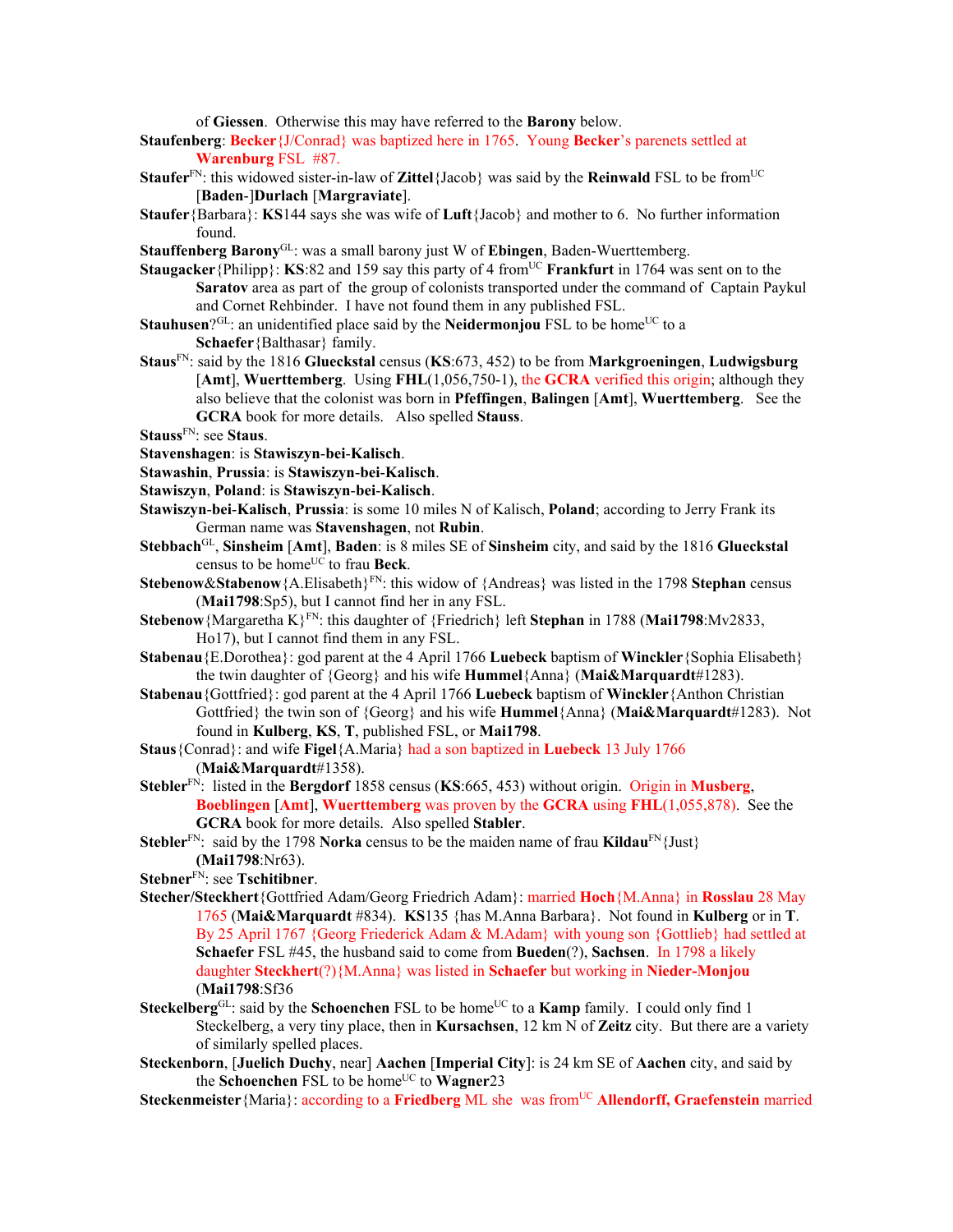of **Giessen**. Otherwise this may have referred to the **Barony** below.

**Staufenberg**: **Becker**{J/Conrad} was baptized here in 1765. Young **Becker**'s parenets settled at **Warenburg** FSL #87.

**Staufer**[FN]: this widowed sister-in-law of **Zittel**{Jacob} was said by the **Reinwald** FSL to be from[UC] [**Baden**-]**Durlach** [**Margraviate**].

**Staufer**{Barbara}: **KS**144 says she was wife of **Luft**{Jacob} and mother to 6. No further information found.

**Stauffenberg Barony**[GL]: was a small barony just W of **Ebingen**, Baden-Wuerttemberg.

**Staugacker**{Philipp}: **KS**:82 and 159 say this party of 4 from[UC] **Frankfurt** in 1764 was sent on to the **Saratov** area as part of the group of colonists transported under the command of Captain Paykul and Cornet Rehbinder. I have not found them in any published FSL.

**Stauhusen**?[GL]: an unidentified place said by the **Neidermonjou** FSL to be home[UC] to a **Schaefer**{Balthasar} family.

**Staus**[FN]: said by the 1816 **Glueckstal** census (**KS**:673, 452) to be from **Markgroeningen**, **Ludwigsburg** [**Amt**], **Wuerttemberg**. Using **FHL**(1,056,750-1), the **GCRA** verified this origin; although they also believe that the colonist was born in **Pfeffingen**, **Balingen** [**Amt**], **Wuerttemberg**. See the **GCRA** book for more details. Also spelled **Stauss**.

**Stauss**[FN]: see **Staus**.

**Stavenshagen**: is **Stawiszyn-bei-Kalisch**.

**Stawashin**, **Prussia**: is **Stawiszyn-bei-Kalisch**.

**Stawiszyn**, **Poland**: is **Stawiszyn-bei-Kalisch**.

**Stawiszyn-bei-Kalisch**, **Prussia**: is some 10 miles N of Kalisch, **Poland**; according to Jerry Frank its German name was **Stavenshagen**, not **Rubin**.

**Stebbach**[GL], **Sinsheim** [**Amt**], **Baden**: is 8 miles SE of **Sinsheim** city, and said by the 1816 **Glueckstal** census to be home[UC] to frau **Beck**.

**Stebenow&Stabenow**{A.Elisabeth}[FN]: this widow of {Andreas} was listed in the 1798 **Stephan** census (**Mai1798**:Sp5), but I cannot find her in any FSL.

**Stebenow**{Margaretha K}[FN]: this daughter of {Friedrich} left **Stephan** in 1788 (**Mai1798**:Mv2833, Ho17), but I cannot find them in any FSL.

**Stabenau**{E.Dorothea}: god parent at the 4 April 1766 **Luebeck** baptism of **Winckler**{Sophia Elisabeth} the twin daughter of {Georg} and his wife **Hummel**{Anna} (**Mai&Marquardt**#1283).

**Stabenau**{Gottfried}: god parent at the 4 April 1766 **Luebeck** baptism of **Winckler**{Anthon Christian Gottfried} the twin son of {Georg} and his wife **Hummel**{Anna} (**Mai&Marquardt**#1283). Not found in **Kulberg**, **KS**, **T**, published FSL, or **Mai1798**.

**Staus**{Conrad}: and wife **Figel**{A.Maria} had a son baptized in **Luebeck** 13 July 1766 (**Mai&Marquardt**#1358).

**Stebler**[FN]: listed in the **Bergdorf** 1858 census (**KS**:665, 453) without origin. Origin in **Musberg**, **Boeblingen** [**Amt**], **Wuerttemberg** was proven by the **GCRA** using **FHL**(1,055,878). See the **GCRA** book for more details. Also spelled **Stabler**.

**Stebler**[FN]: said by the 1798 **Norka** census to be the maiden name of frau **Kildau**[FN]{Just} (**Mai1798**:Nr63).

**Stebner**[FN]: see **Tschitibner**.

**Stecher/Steckhert**{Gottfried Adam/Georg Friedrich Adam}: married **Hoch**{M.Anna} in **Rosslau** 28 May 1765 (**Mai&Marquardt** #834). **KS**135 {has M.Anna Barbara}. Not found in **Kulberg** or in **T**. By 25 April 1767 {Georg Friederick Adam & M.Adam} with young son {Gottlieb} had settled at **Schaefer** FSL #45, the husband said to come from **Bueden**(?), **Sachsen**. In 1798 a likely daughter **Steckhert**(?){M.Anna} was listed in **Schaefer** but working in **Nieder-Monjou** (**Mai1798**:Sf36

**Steckelberg**[GL]: said by the **Schoenchen** FSL to be home[UC] to a **Kamp** family. I could only find 1 Steckelberg, a very tiny place, then in **Kursachsen**, 12 km N of **Zeitz** city. But there are a variety of similarly spelled places.

**Steckenborn**, [**Juelich Duchy**, near] **Aachen** [**Imperial City**]: is 24 km SE of **Aachen** city, and said by the **Schoenchen** FSL to be home[UC] to **Wagner**23

**Steckenmeister**{Maria}: according to a **Friedberg** ML she was from[UC] **Allendorff, Graefenstein** married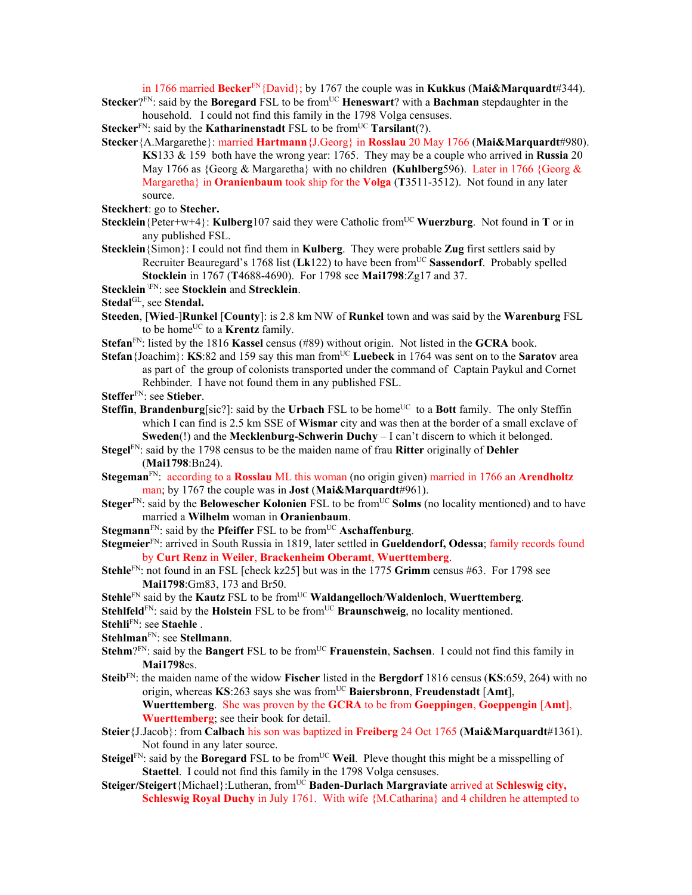in 1766 married **Becker**[FN]{David}; by 1767 the couple was in **Kukkus** (**Mai&Marquardt**#344).

**Stecker**?[FN]: said by the **Boregard** FSL to be from[UC] **Heneswart**? with a **Bachman** stepdaughter in the household. I could not find this family in the 1798 Volga censuses.

**Stecker**[FN]: said by the **Katharinenstadt** FSL to be from[UC] **Tarsilant**(?).

**Stecker**{A.Margarethe}: married **Hartmann**{J.Georg} in **Rosslau** 20 May 1766 (**Mai&Marquardt**#980). **KS**133 & 159 both have the wrong year: 1765. They may be a couple who arrived in **Russia** 20 May 1766 as {Georg & Margaretha} with no children (**Kuhlberg**596). Later in 1766 {Georg & Margaretha} in **Oranienbaum** took ship for the **Volga** (**T**3511-3512). Not found in any later source.

**Steckhert**: go to **Stecher.**

**Stecklein**{Peter+w+4}: **Kulberg**107 said they were Catholic from[UC] **Wuerzburg**. Not found in **T** or in any published FSL.

**Stecklein**{Simon}: I could not find them in **Kulberg**. They were probable **Zug** first settlers said by Recruiter Beauregard's 1768 list (**Lk**122) to have been from[UC] **Sassendorf**. Probably spelled **Stocklein** in 1767 (**T**4688-4690). For 1798 see **Mai1798**:Zg17 and 37.

**Stecklein** [FN]: see **Stocklein** and **Strecklein**.

**Stedal**[GL], see **Stendal.**

**Steeden**, [**Wied**-]**Runkel** [**County**]: is 2.8 km NW of **Runkel** town and was said by the **Warenburg** FSL to be home[UC] to a **Krentz** family.

**Stefan**[FN]: listed by the 1816 **Kassel** census (#89) without origin. Not listed in the **GCRA** book.

**Stefan**{Joachim}: **KS**:82 and 159 say this man from[UC] **Luebeck** in 1764 was sent on to the **Saratov** area as part of the group of colonists transported under the command of Captain Paykul and Cornet Rehbinder. I have not found them in any published FSL.

**Steffer**[FN]: see **Stieber**.

**Steffin**, **Brandenburg**[sic?]: said by the **Urbach** FSL to be home[UC] to a **Bott** family. The only Steffin which I can find is 2.5 km SSE of **Wismar** city and was then at the border of a small exclave of **Sweden**(!) and the **Mecklenburg-Schwerin Duchy** – I can't discern to which it belonged.

**Stegel**[FN]: said by the 1798 census to be the maiden name of frau **Ritter** originally of **Dehler** (**Mai1798**:Bn24).

**Stegeman**[FN]: according to a **Rosslau** ML this woman (no origin given) married in 1766 an **Arendholtz** man; by 1767 the couple was in **Jost** (**Mai&Marquardt**#961).

**Steger**[FN]: said by the **Belowescher Kolonien** FSL to be from[UC] **Solms** (no locality mentioned) and to have married a **Wilhelm** woman in **Oranienbaum**.

**Stegmann**[FN]: said by the **Pfeiffer** FSL to be from[UC] **Aschaffenburg**.

**Stegmeier**[FN]: arrived in South Russia in 1819, later settled in **Gueldendorf, Odessa**; family records found by **Curt Renz** in **Weiler**, **Brackenheim Oberamt**, **Wuerttemberg**.

**Stehle**[FN]: not found in an FSL [check kz25] but was in the 1775 **Grimm** census #63. For 1798 see **Mai1798**:Gm83, 173 and Br50.

**Stehle**[FN] said by the **Kautz** FSL to be from[UC] **Waldangelloch**/**Waldenloch**, **Wuerttemberg**.

**Stehlfeld**[FN]: said by the **Holstein** FSL to be from[UC] **Braunschweig**, no locality mentioned.

**Stehli**[FN]: see **Staehle** .

**Stehlman**[FN]: see **Stellmann**.

**Stehm**?[FN]: said by the **Bangert** FSL to be from[UC] **Frauenstein**, **Sachsen**. I could not find this family in **Mai1798**es.

**Steib**[FN]: the maiden name of the widow **Fischer** listed in the **Bergdorf** 1816 census (**KS**:659, 264) with no origin, whereas **KS**:263 says she was from[UC] **Baiersbronn**, **Freudenstadt** [**Amt**], **Wuerttemberg**. She was proven by the **GCRA** to be from **Goeppingen**, **Goeppengin** [**Amt**], **Wuerttemberg**; see their book for detail.

**Steier**{J.Jacob}: from **Calbach** his son was baptized in **Freiberg** 24 Oct 1765 (**Mai&Marquardt**#1361). Not found in any later source.

**Steigel**[FN]: said by the **Boregard** FSL to be from[UC] **Weil**. Pleve thought this might be a misspelling of **Staettel**. I could not find this family in the 1798 Volga censuses.

**Steiger/Steigert**{Michael}:Lutheran, from[UC] **Baden-Durlach Margraviate** arrived at **Schleswig city, Schleswig Royal Duchy** in July 1761. With wife {M.Catharina} and 4 children he attempted to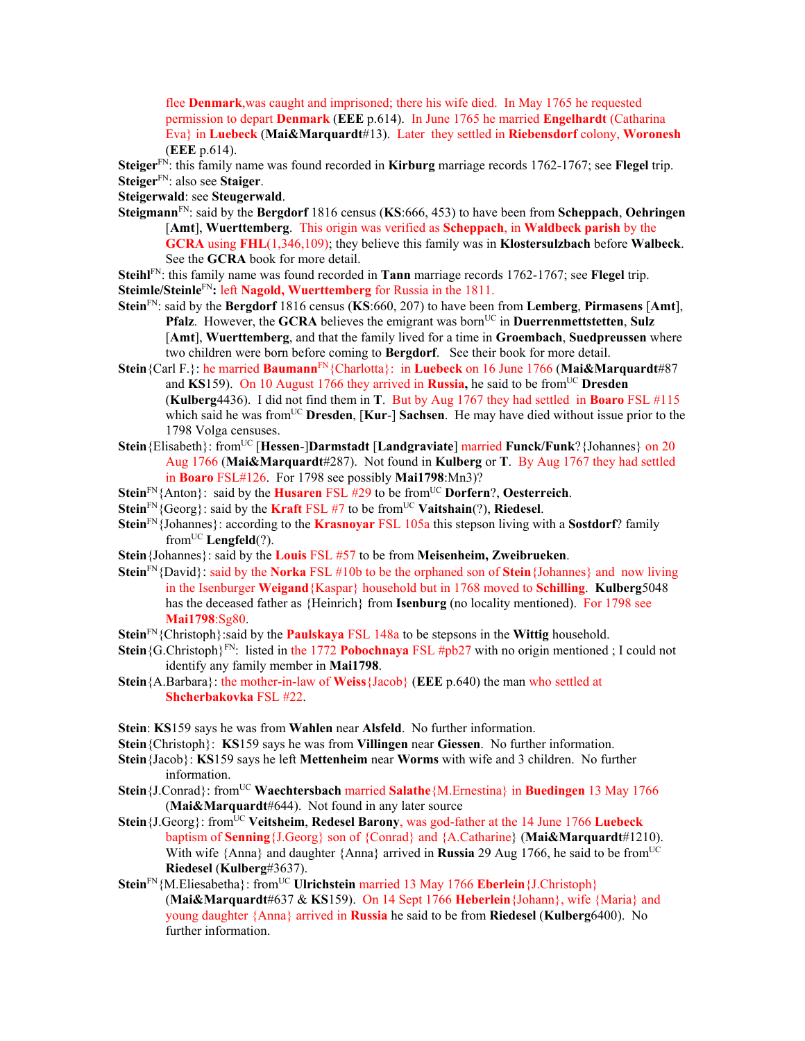flee **Denmark**,was caught and imprisoned; there his wife died. In May 1765 he requested permission to depart **Denmark** (**EEE** p.614). In June 1765 he married **Engelhardt** (Catharina Eva} in **Luebeck** (**Mai&Marquardt**#13). Later they settled in **Riebensdorf** colony, **Woronesh** (**EEE** p.614).

**Steiger**[FN]: this family name was found recorded in **Kirburg** marriage records 1762-1767; see **Flegel** trip.

**Steiger**[FN]: also see **Staiger**.

**Steigerwald**: see **Steugerwald**.

**Steigmann**[FN]: said by the **Bergdorf** 1816 census (**KS**:666, 453) to have been from **Scheppach**, **Oehringen** [**Amt**], **Wuerttemberg**. This origin was verified as **Scheppach**, in **Waldbeck parish** by the **GCRA** using **FHL**(1,346,109); they believe this family was in **Klostersulzbach** before **Walbeck**. See the **GCRA** book for more detail.

**Steihl**[FN]: this family name was found recorded in **Tann** marriage records 1762-1767; see **Flegel** trip.

**Steimle/Steinle**[FN]**:** left **Nagold, Wuerttemberg** for Russia in the 1811.

**Stein**[FN]: said by the **Bergdorf** 1816 census (**KS**:660, 207) to have been from **Lemberg**, **Pirmasens** [**Amt**], **Pfalz**. However, the **GCRA** believes the emigrant was born[UC] in **Duerrenmettstetten**, **Sulz** [**Amt**], **Wuerttemberg**, and that the family lived for a time in **Groembach**, **Suedpreussen** where two children were born before coming to **Bergdorf**. See their book for more detail.

**Stein**{Carl F.}: he married **Baumann**[FN]{Charlotta}: in **Luebeck** on 16 June 1766 (**Mai&Marquardt**#87 and **KS**159). On 10 August 1766 they arrived in **Russia,** he said to be from[UC] **Dresden** (**Kulberg**4436). I did not find them in **T**. But by Aug 1767 they had settled in **Boaro** FSL #115 which said he was from[UC] **Dresden**, [**Kur**-] **Sachsen**. He may have died without issue prior to the 1798 Volga censuses.

**Stein**{Elisabeth}: from[UC] [**Hessen**-]**Darmstadt** [**Landgraviate**] married **Funck/Funk**?{Johannes} on 20 Aug 1766 (**Mai&Marquardt**#287). Not found in **Kulberg** or **T**. By Aug 1767 they had settled in **Boaro** FSL#126. For 1798 see possibly **Mai1798**:Mn3)?

**Stein**[FN]{Anton}: said by the **Husaren** FSL #29 to be from[UC] **Dorfern**?, **Oesterreich**.

**Stein**[FN]{Georg}: said by the **Kraft** FSL #7 to be from[UC] **Vaitshain**(?), **Riedesel**.

**Stein**[FN]{Johannes}: according to the **Krasnoyar** FSL 105a this stepson living with a **Sostdorf**? family from[UC] **Lengfeld**(?).

**Stein**{Johannes}: said by the **Louis** FSL #57 to be from **Meisenheim, Zweibruecken**.

**Stein**[FN]{David}: said by the **Norka** FSL #10b to be the orphaned son of **Stein**{Johannes} and now living in the Isenburger **Weigand**{Kaspar} household but in 1768 moved to **Schilling**. **Kulberg**5048 has the deceased father as {Heinrich} from **Isenburg** (no locality mentioned). For 1798 see **Mai1798**:Sg80.

**Stein**[FN]{Christoph}:said by the **Paulskaya** FSL 148a to be stepsons in the **Wittig** household.

**Stein**{G.Christoph}[FN]: listed in the 1772 **Pobochnaya** FSL #pb27 with no origin mentioned ; I could not identify any family member in **Mai1798**.

**Stein**{A.Barbara}: the mother-in-law of **Weiss**{Jacob} (**EEE** p.640) the man who settled at **Shcherbakovka** FSL #22.

**Stein**: **KS**159 says he was from **Wahlen** near **Alsfeld**. No further information.

**Stein**{Christoph}: **KS**159 says he was from **Villingen** near **Giessen**. No further information.

**Stein**{Jacob}: **KS**159 says he left **Mettenheim** near **Worms** with wife and 3 children. No further information.

**Stein**{J.Conrad}: from[UC] **Waechtersbach** married **Salathe**{M.Ernestina} in **Buedingen** 13 May 1766 (**Mai&Marquardt**#644). Not found in any later source

**Stein**{J.Georg}: from[UC] **Veitsheim**, **Redesel Barony**, was god-father at the 14 June 1766 **Luebeck** baptism of **Senning**{J.Georg} son of {Conrad} and {A.Catharine} (**Mai&Marquardt**#1210). With wife {Anna} and daughter {Anna} arrived in **Russia** 29 Aug 1766, he said to be from[UC] **Riedesel** (**Kulberg**#3637).

**Stein**[FN]{M.Eliesabetha}: from[UC] **Ulrichstein** married 13 May 1766 **Eberlein**{J.Christoph} (**Mai&Marquardt**#637 & **KS**159). On 14 Sept 1766 **Heberlein**{Johann}, wife {Maria} and young daughter {Anna} arrived in **Russia** he said to be from **Riedesel** (**Kulberg**6400). No further information.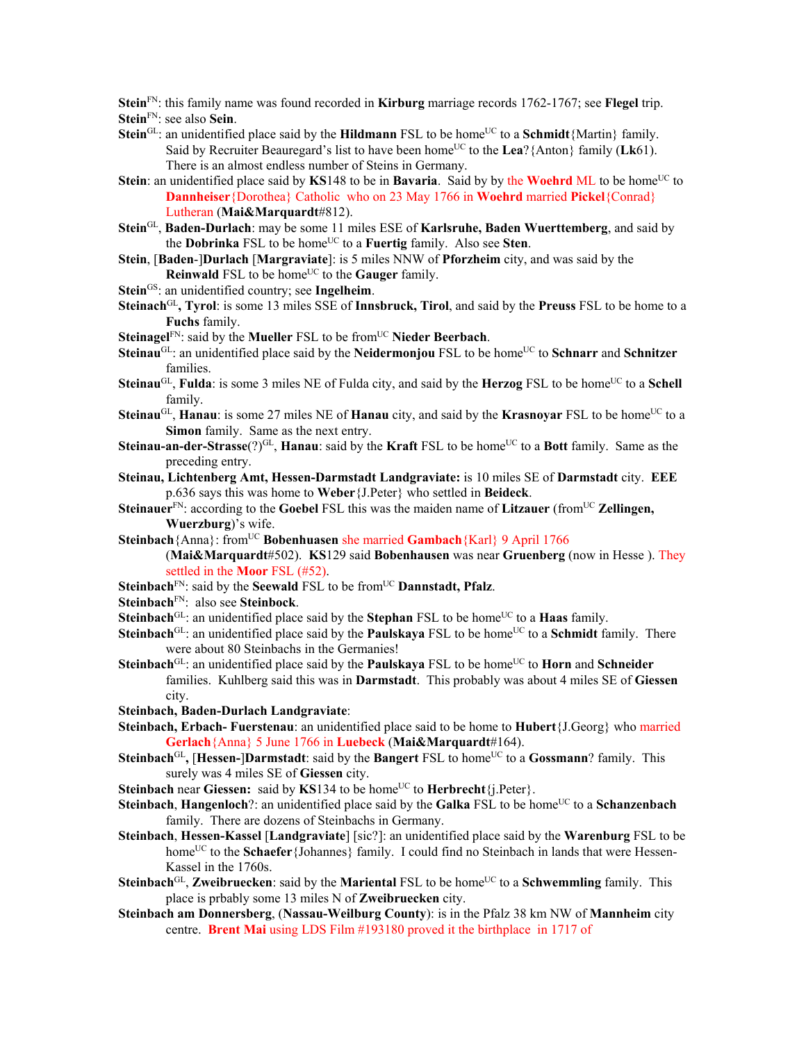**Stein**FN: this family name was found recorded in **Kirburg** marriage records 1762-1767; see **Flegel** trip.

**Stein**FN: see also **Sein**.

**Stein**GL: an unidentified place said by the **Hildmann** FSL to be homeUC to a **Schmidt**{Martin} family. Said by Recruiter Beauregard's list to have been homeUC to the **Lea**?{Anton} family (**Lk**61). There is an almost endless number of Steins in Germany.

**Stein**: an unidentified place said by **KS**148 to be in **Bavaria**. Said by by the **Woehrd** ML to be homeUC to **Dannheiser**{Dorothea} Catholic who on 23 May 1766 in **Woehrd** married **Pickel**{Conrad} Lutheran (**Mai&Marquardt**#812).

**Stein**GL, **Baden-Durlach**: may be some 11 miles ESE of **Karlsruhe, Baden Wuerttemberg**, and said by the **Dobrinka** FSL to be homeUC to a **Fuertig** family. Also see **Sten**.

**Stein**, [**Baden**-]**Durlach** [**Margraviate**]: is 5 miles NNW of **Pforzheim** city, and was said by the **Reinwald** FSL to be homeUC to the **Gauger** family.

**Stein**GS: an unidentified country; see **Ingelheim**.

**Steinach**GL**, Tyrol**: is some 13 miles SSE of **Innsbruck, Tirol**, and said by the **Preuss** FSL to be home to a **Fuchs** family.

**Steinagel**FN: said by the **Mueller** FSL to be fromUC **Nieder Beerbach**.

**Steinau**GL: an unidentified place said by the **Neidermonjou** FSL to be homeUC to **Schnarr** and **Schnitzer** families.

**Steinau**GL, **Fulda**: is some 3 miles NE of Fulda city, and said by the **Herzog** FSL to be homeUC to a **Schell** family.

**Steinau**GL, **Hanau**: is some 27 miles NE of **Hanau** city, and said by the **Krasnoyar** FSL to be homeUC to a **Simon** family. Same as the next entry.

**Steinau-an-der-Strasse**(?)GL, **Hanau**: said by the **Kraft** FSL to be homeUC to a **Bott** family. Same as the preceding entry.

**Steinau, Lichtenberg Amt, Hessen-Darmstadt Landgraviate:** is 10 miles SE of **Darmstadt** city. **EEE** p.636 says this was home to **Weber**{J.Peter} who settled in **Beideck**.

**Steinauer**FN: according to the **Goebel** FSL this was the maiden name of **Litzauer** (fromUC **Zellingen, Wuerzburg**)'s wife.

**Steinbach**{Anna}: fromUC **Bobenhuasen** she married **Gambach**{Karl} 9 April 1766 (**Mai&Marquardt**#502). **KS**129 said **Bobenhausen** was near **Gruenberg** (now in Hesse ). They settled in the **Moor** FSL (#52).

**Steinbach**FN: said by the **Seewald** FSL to be fromUC **Dannstadt, Pfalz**.

**Steinbach**FN: also see **Steinbock**.

**Steinbach**GL: an unidentified place said by the **Stephan** FSL to be homeUC to a **Haas** family.

**Steinbach**GL: an unidentified place said by the **Paulskaya** FSL to be homeUC to a **Schmidt** family. There were about 80 Steinbachs in the Germanies!

**Steinbach**GL: an unidentified place said by the **Paulskaya** FSL to be homeUC to **Horn** and **Schneider** families. Kuhlberg said this was in **Darmstadt**. This probably was about 4 miles SE of **Giessen** city.

**Steinbach, Baden-Durlach Landgraviate**:

**Steinbach, Erbach- Fuerstenau**: an unidentified place said to be home to **Hubert**{J.Georg} who married **Gerlach**{Anna} 5 June 1766 in **Luebeck** (**Mai&Marquardt**#164).

**Steinbach**GL**,** [**Hessen-**]**Darmstadt**: said by the **Bangert** FSL to homeUC to a **Gossmann**? family. This surely was 4 miles SE of **Giessen** city.

**Steinbach** near **Giessen:** said by **KS**134 to be homeUC to **Herbrecht**{j.Peter}.

**Steinbach**, **Hangenloch**?: an unidentified place said by the **Galka** FSL to be homeUC to a **Schanzenbach** family. There are dozens of Steinbachs in Germany.

**Steinbach**, **Hessen-Kassel** [**Landgraviate**] [sic?]: an unidentified place said by the **Warenburg** FSL to be homeUC to the **Schaefer**{Johannes} family. I could find no Steinbach in lands that were Hessen-Kassel in the 1760s.

**Steinbach**GL, **Zweibruecken**: said by the **Mariental** FSL to be homeUC to a **Schwemmling** family. This place is prbably some 13 miles N of **Zweibruecken** city.

**Steinbach am Donnersberg**, (**Nassau-Weilburg County**): is in the Pfalz 38 km NW of **Mannheim** city centre. **Brent Mai** using LDS Film #193180 proved it the birthplace in 1717 of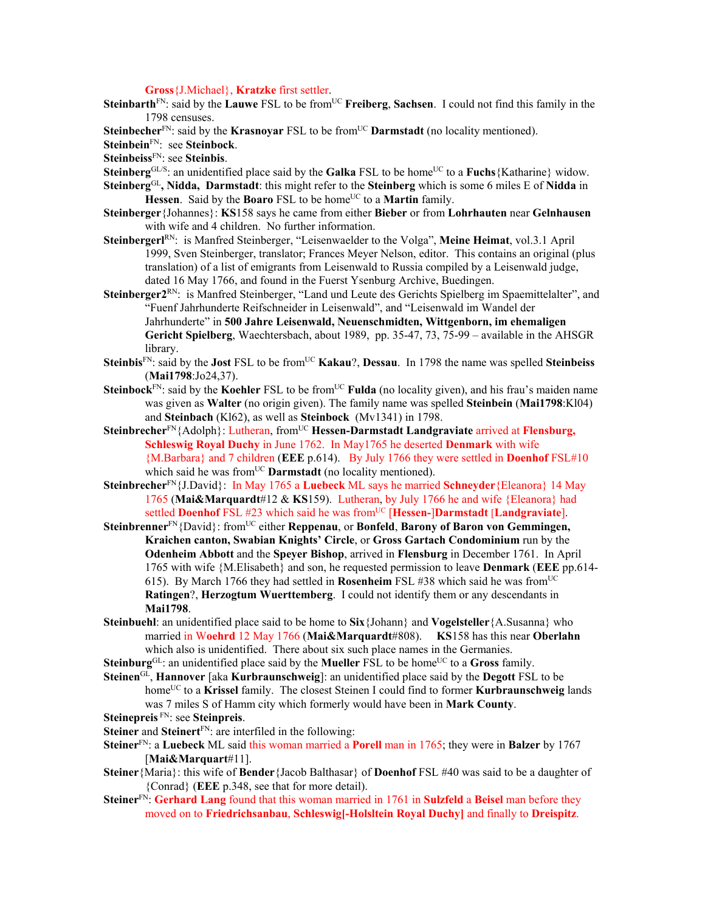**Gross**{J.Michael}, **Kratzke** first settler.

**Steinbarth**FN: said by the **Lauwe** FSL to be fromUC **Freiberg**, **Sachsen**. I could not find this family in the 1798 censuses.

**Steinbecher**FN: said by the **Krasnoyar** FSL to be fromUC **Darmstadt** (no locality mentioned).

**Steinbein**FN: see **Steinbock**.

**Steinbeiss**FN: see **Steinbis**.

**Steinberg**GL/S: an unidentified place said by the **Galka** FSL to be homeUC to a **Fuchs**{Katharine} widow.

**Steinberg**GL**, Nidda, Darmstadt**: this might refer to the **Steinberg** which is some 6 miles E of **Nidda** in **Hessen**. Said by the **Boaro** FSL to be homeUC to a **Martin** family.

**Steinberger**{Johannes}: **KS**158 says he came from either **Bieber** or from **Lohrhauten** near **Gelnhausen** with wife and 4 children. No further information.

**Steinberger1**RN: is Manfred Steinberger, "Leisenwaelder to the Volga", **Meine Heimat**, vol.3.1 April 1999, Sven Steinberger, translator; Frances Meyer Nelson, editor. This contains an original (plus translation) of a list of emigrants from Leisenwald to Russia compiled by a Leisenwald judge, dated 16 May 1766, and found in the Fuerst Ysenburg Archive, Buedingen.

**Steinberger2**RN: is Manfred Steinberger, "Land und Leute des Gerichts Spielberg im Spaemittelalter", and "Fuenf Jahrhunderte Reifschneider in Leisenwald", and "Leisenwald im Wandel der Jahrhunderte" in **500 Jahre Leisenwald, Neuenschmidten, Wittgenborn, im ehemaligen Gericht Spielberg**, Waechtersbach, about 1989, pp. 35-47, 73, 75-99 – available in the AHSGR library.

**Steinbis**FN: said by the **Jost** FSL to be fromUC **Kakau**?, **Dessau**. In 1798 the name was spelled **Steinbeiss** (**Mai1798**:Jo24,37).

**Steinbock**FN: said by the **Koehler** FSL to be fromUC **Fulda** (no locality given), and his frau's maiden name was given as **Walter** (no origin given). The family name was spelled **Steinbein** (**Mai1798**:Kl04) and **Steinbach** (Kl62), as well as **Steinbock** (Mv1341) in 1798.

**Steinbrecher**FN{Adolph}: Lutheran, fromUC **Hessen-Darmstadt Landgraviate** arrived at **Flensburg, Schleswig Royal Duchy** in June 1762. In May1765 he deserted **Denmark** with wife {M.Barbara} and 7 children (**EEE** p.614). By July 1766 they were settled in **Doenhof** FSL#10 which said he was fromUC **Darmstadt** (no locality mentioned).

**Steinbrecher**FN{J.David}: In May 1765 a **Luebeck** ML says he married **Schneyder**{Eleanora} 14 May 1765 (**Mai&Marquardt**#12 & **KS**159). Lutheran, by July 1766 he and wife {Eleanora} had settled **Doenhof** FSL #23 which said he was fromUC [**Hessen-**]**Darmstadt** [**Landgraviate**].

**Steinbrenner**FN{David}: fromUC either **Reppenau**, or **Bonfeld**, **Barony of Baron von Gemmingen, Kraichen canton, Swabian Knights' Circle**, or **Gross Gartach Condominium** run by the **Odenheim Abbott** and the **Speyer Bishop**, arrived in **Flensburg** in December 1761. In April 1765 with wife {M.Elisabeth} and son, he requested permission to leave **Denmark** (**EEE** pp.614-615). By March 1766 they had settled in **Rosenheim** FSL #38 which said he was fromUC **Ratingen**?, **Herzogtum Wuerttemberg**. I could not identify them or any descendants in **Mai1798**.

**Steinbuehl**: an unidentified place said to be home to **Six**{Johann} and **Vogelsteller**{A.Susanna} who married in **Woehrd** 12 May 1766 (**Mai&Marquardt**#808). **KS**158 has this near **Oberlahn** which also is unidentified. There about six such place names in the Germanies.

**Steinburg**GL: an unidentified place said by the **Mueller** FSL to be homeUC to a **Gross** family.

**Steinen**GL, **Hannover** [aka **Kurbraunschweig**]: an unidentified place said by the **Degott** FSL to be homeUC to a **Krissel** family. The closest Steinen I could find to former **Kurbraunschweig** lands was 7 miles S of Hamm city which formerly would have been in **Mark County**.

**Steinepreis** FN: see **Steinpreis**.

**Steiner** and **Steinert**FN: are interfiled in the following:

**Steiner**FN: a **Luebeck** ML said this woman married a **Porell** man in 1765; they were in **Balzer** by 1767 [**Mai&Marquart**#11].

**Steiner**{Maria}: this wife of **Bender**{Jacob Balthasar} of **Doenhof** FSL #40 was said to be a daughter of {Conrad} (**EEE** p.348, see that for more detail).

**Steiner**FN: **Gerhard Lang** found that this woman married in 1761 in **Sulzfeld** a **Beisel** man before they moved on to **Friedrichsanbau**, **Schleswig[-Holsltein Royal Duchy]** and finally to **Dreispitz**.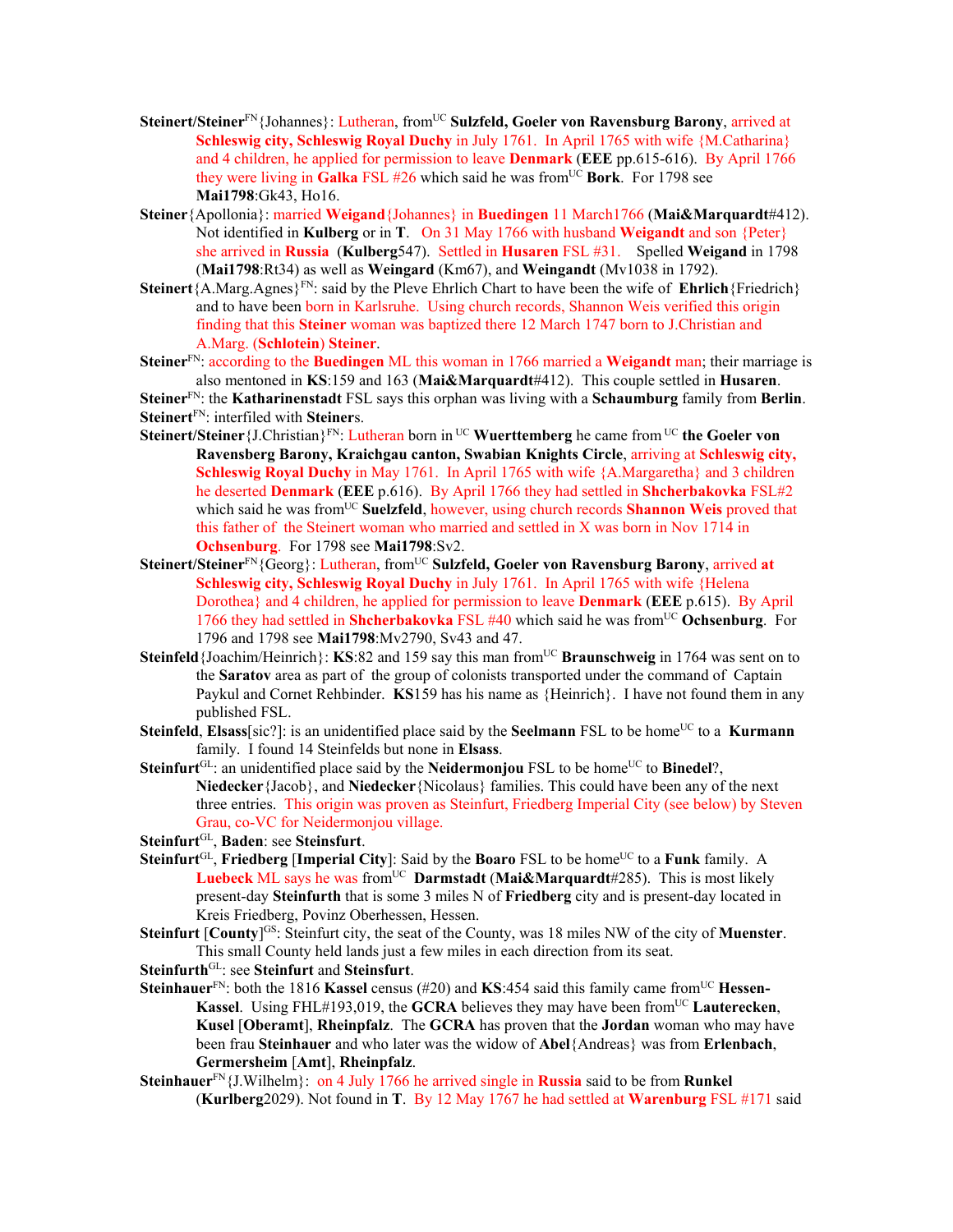**Steinert/Steiner**[FN]{Johannes}: Lutheran, from[UC] **Sulzfeld, Goeler von Ravensburg Barony**, arrived at **Schleswig city, Schleswig Royal Duchy** in July 1761. In April 1765 with wife {M.Catharina} and 4 children, he applied for permission to leave **Denmark** (**EEE** pp.615-616). By April 1766 they were living in **Galka** FSL #26 which said he was from[UC] **Bork**. For 1798 see **Mai1798**:Gk43, Ho16.

**Steiner**{Apollonia}: married **Weigand**{Johannes} in **Buedingen** 11 March1766 (**Mai&Marquardt**#412). Not identified in **Kulberg** or in **T**. On 31 May 1766 with husband **Weigandt** and son {Peter} she arrived in **Russia** (**Kulberg**547). Settled in **Husaren** FSL #31. Spelled **Weigand** in 1798 (**Mai1798**:Rt34) as well as **Weingard** (Km67), and **Weingandt** (Mv1038 in 1792).

**Steinert**{A.Marg.Agnes}[FN]: said by the Pleve Ehrlich Chart to have been the wife of **Ehrlich**{Friedrich} and to have been born in Karlsruhe. Using church records, Shannon Weis verified this origin finding that this **Steiner** woman was baptized there 12 March 1747 born to J.Christian and A.Marg. (**Schlotein**) **Steiner**.

**Steiner**[FN]: according to the **Buedingen** ML this woman in 1766 married a **Weigandt** man; their marriage is also mentioned in **KS**:159 and 163 (**Mai&Marquardt**#412). This couple settled in **Husaren**.

**Steiner**[FN]: the **Katharinenstadt** FSL says this orphan was living with a **Schaumburg** family from **Berlin**.

**Steinert**[FN]: interfiled with **Steiner**s.

**Steinert/Steiner**{J.Christian}[FN]: Lutheran born in [UC] **Wuerttemberg** he came from [UC] **the Goeler von Ravensberg Barony, Kraichgau canton, Swabian Knights Circle**, arriving at **Schleswig city, Schleswig Royal Duchy** in May 1761. In April 1765 with wife {A.Margaretha} and 3 children he deserted **Denmark** (**EEE** p.616). By April 1766 they had settled in **Shcherbakovka** FSL#2 which said he was from[UC] **Suelzfeld**, however, using church records **Shannon Weis** proved that this father of the Steinert woman who married and settled in X was born in Nov 1714 in **Ochsenburg**. For 1798 see **Mai1798**:Sv2.

**Steinert/Steiner**[FN]{Georg}: Lutheran, from[UC] **Sulzfeld, Goeler von Ravensburg Barony**, arrived **at Schleswig city, Schleswig Royal Duchy** in July 1761. In April 1765 with wife {Helena Dorothea} and 4 children, he applied for permission to leave **Denmark** (**EEE** p.615). By April 1766 they had settled in **Shcherbakovka** FSL #40 which said he was from[UC] **Ochsenburg**. For 1796 and 1798 see **Mai1798**:Mv2790, Sv43 and 47.

**Steinfeld**{Joachim/Heinrich}: **KS**:82 and 159 say this man from[UC] **Braunschweig** in 1764 was sent on to the **Saratov** area as part of the group of colonists transported under the command of Captain Paykul and Cornet Rehbinder. **KS**159 has his name as {Heinrich}. I have not found them in any published FSL.

**Steinfeld**, **Elsass**[sic?]: is an unidentified place said by the **Seelmann** FSL to be home[UC] to a **Kurmann** family. I found 14 Steinfelds but none in **Elsass**.

**Steinfurt**[GL]: an unidentified place said by the **Neidermonjou** FSL to be home[UC] to **Binedel**?, **Niedecker**{Jacob}, and **Niedecker**{Nicolaus} families. This could have been any of the next three entries. This origin was proven as Steinfurt, Friedberg Imperial City (see below) by Steven Grau, co-VC for Neidermonjou village.

**Steinfurt**[GL], **Baden**: see **Steinsfurt**.

**Steinfurt**[GL], **Friedberg** [**Imperial City**]: Said by the **Boaro** FSL to be home[UC] to a **Funk** family. A **Luebeck** ML says he was from[UC] **Darmstadt** (**Mai&Marquardt**#285). This is most likely present-day **Steinfurth** that is some 3 miles N of **Friedberg** city and is present-day located in Kreis Friedberg, Povinz Oberhessen, Hessen.

**Steinfurt** [**County**][GS]: Steinfurt city, the seat of the County, was 18 miles NW of the city of **Muenster**. This small County held lands just a few miles in each direction from its seat.

**Steinfurth**[GL]: see **Steinfurt** and **Steinsfurt**.

**Steinhauer**[FN]: both the 1816 **Kassel** census (#20) and **KS**:454 said this family came from[UC] **Hessen-Kassel**. Using FHL#193,019, the **GCRA** believes they may have been from[UC] **Lauterecken**, **Kusel** [**Oberamt**], **Rheinpfalz**. The **GCRA** has proven that the **Jordan** woman who may have been frau **Steinhauer** and who later was the widow of **Abel**{Andreas} was from **Erlenbach**, **Germersheim** [**Amt**], **Rheinpfalz**.

**Steinhauer**[FN]{J.Wilhelm}: on 4 July 1766 he arrived single in **Russia** said to be from **Runkel** (**Kurlberg**2029). Not found in **T**. By 12 May 1767 he had settled at **Warenburg** FSL #171 said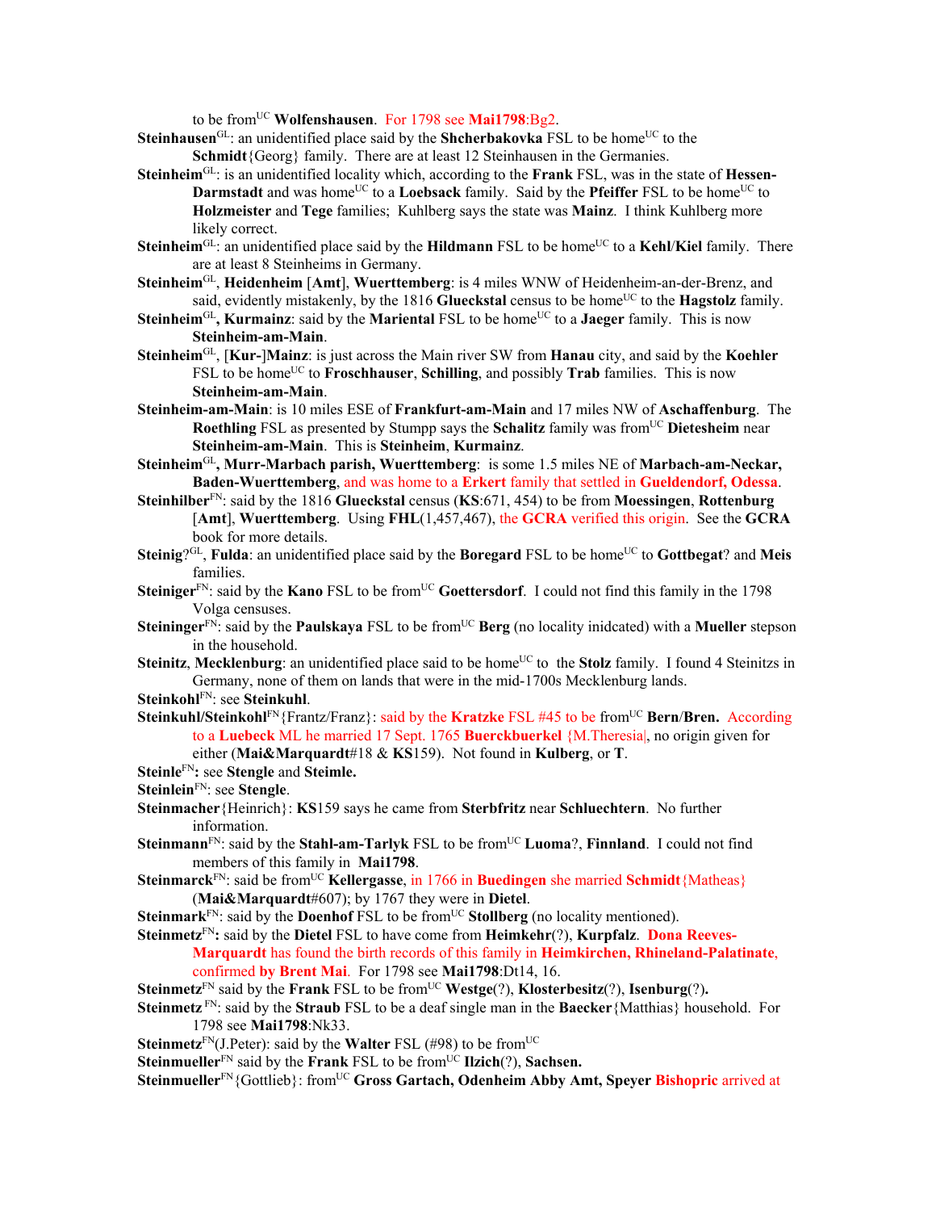to be from[UC] **Wolfenshausen**. For 1798 see **Mai1798**:Bg2.

**Steinhausen**[GL]: an unidentified place said by the **Shcherbakovka** FSL to be home[UC] to the **Schmidt**{Georg} family. There are at least 12 Steinhausen in the Germanies.

**Steinheim**[GL]: is an unidentified locality which, according to the **Frank** FSL, was in the state of **Hessen-Darmstadt** and was home[UC] to a **Loebsack** family. Said by the **Pfeiffer** FSL to be home[UC] to **Holzmeister** and **Tege** families; Kuhlberg says the state was **Mainz**. I think Kuhlberg more likely correct.

**Steinheim**[GL]: an unidentified place said by the **Hildmann** FSL to be home[UC] to a **Kehl**/**Kiel** family. There are at least 8 Steinheims in Germany.

**Steinheim**[GL], **Heidenheim** [**Amt**], **Wuerttemberg**: is 4 miles WNW of Heidenheim-an-der-Brenz, and said, evidently mistakenly, by the 1816 **Glueckstal** census to be home[UC] to the **Hagstolz** family.

**Steinheim**[GL]**, Kurmainz**: said by the **Mariental** FSL to be home[UC] to a **Jaeger** family. This is now **Steinheim-am-Main**.

**Steinheim**[GL], [**Kur-**]**Mainz**: is just across the Main river SW from **Hanau** city, and said by the **Koehler** FSL to be home[UC] to **Froschhauser**, **Schilling**, and possibly **Trab** families. This is now **Steinheim-am-Main**.

**Steinheim-am-Main**: is 10 miles ESE of **Frankfurt-am-Main** and 17 miles NW of **Aschaffenburg**. The **Roethling** FSL as presented by Stumpp says the **Schalitz** family was from[UC] **Dietesheim** near **Steinheim-am-Main**. This is **Steinheim**, **Kurmainz**.

**Steinheim**[GL]**, Murr-Marbach parish, Wuerttemberg**: is some 1.5 miles NE of **Marbach-am-Neckar, Baden-Wuerttemberg**, and was home to a **Erkert** family that settled in **Gueldendorf, Odessa**.

**Steinhilber**[FN]: said by the 1816 **Glueckstal** census (**KS**:671, 454) to be from **Moessingen**, **Rottenburg** [**Amt**], **Wuerttemberg**. Using **FHL**(1,457,467), the **GCRA** verified this origin. See the **GCRA** book for more details.

**Steinig**?[GL], **Fulda**: an unidentified place said by the **Boregard** FSL to be home[UC] to **Gottbegat**? and **Meis** families.

**Steiniger**[FN]: said by the **Kano** FSL to be from[UC] **Goettersdorf**. I could not find this family in the 1798 Volga censuses.

**Steininger**[FN]: said by the **Paulskaya** FSL to be from[UC] **Berg** (no locality inidcated) with a **Mueller** stepson in the household.

**Steinitz**, **Mecklenburg**: an unidentified place said to be home[UC] to the **Stolz** family. I found 4 Steinitzs in Germany, none of them on lands that were in the mid-1700s Mecklenburg lands.

**Steinkohl**[FN]: see **Steinkuhl**.

**Steinkuhl/Steinkohl**[FN]{Frantz/Franz}: said by the **Kratzke** FSL #45 to be from[UC] **Bern**/**Bren.** According to a **Luebeck** ML he married 17 Sept. 1765 **Buerckbuerkel** {M.Theresia|, no origin given for either (**Mai&Marquardt**#18 & **KS**159). Not found in **Kulberg**, or **T**.

**Steinle**[FN]**:** see **Stengle** and **Steimle.**

**Steinlein**[FN]: see **Stengle**.

**Steinmacher**{Heinrich}: **KS**159 says he came from **Sterbfritz** near **Schluechtern**. No further information.

**Steinmann**[FN]: said by the **Stahl-am-Tarlyk** FSL to be from[UC] **Luoma**?, **Finnland**. I could not find members of this family in **Mai1798**.

**Steinmarck**[FN]: said be from[UC] **Kellergasse**, in 1766 in **Buedingen** she married **Schmidt**{Matheas} (**Mai&Marquardt**#607); by 1767 they were in **Dietel**.

**Steinmark**[FN]: said by the **Doenhof** FSL to be from[UC] **Stollberg** (no locality mentioned).

**Steinmetz**[FN]**:** said by the **Dietel** FSL to have come from **Heimkehr**(?), **Kurpfalz**. **Dona Reeves-Marquardt** has found the birth records of this family in **Heimkirchen, Rhineland-Palatinate**, confirmed **by Brent Mai**. For 1798 see **Mai1798**:Dt14, 16.

**Steinmetz**[FN] said by the **Frank** FSL to be from[UC] **Westge**(?), **Klosterbesitz**(?), **Isenburg**(?)**.**

**Steinmetz** [FN]: said by the **Straub** FSL to be a deaf single man in the **Baecker**{Matthias} household. For 1798 see **Mai1798**:Nk33.

**Steinmetz**[FN](J.Peter): said by the **Walter** FSL (#98) to be from[UC]

**Steinmueller**[FN] said by the **Frank** FSL to be from[UC] **Ilzich**(?), **Sachsen.**

**Steinmueller**[FN]{Gottlieb}: from[UC] **Gross Gartach, Odenheim Abby Amt, Speyer Bishopric** arrived at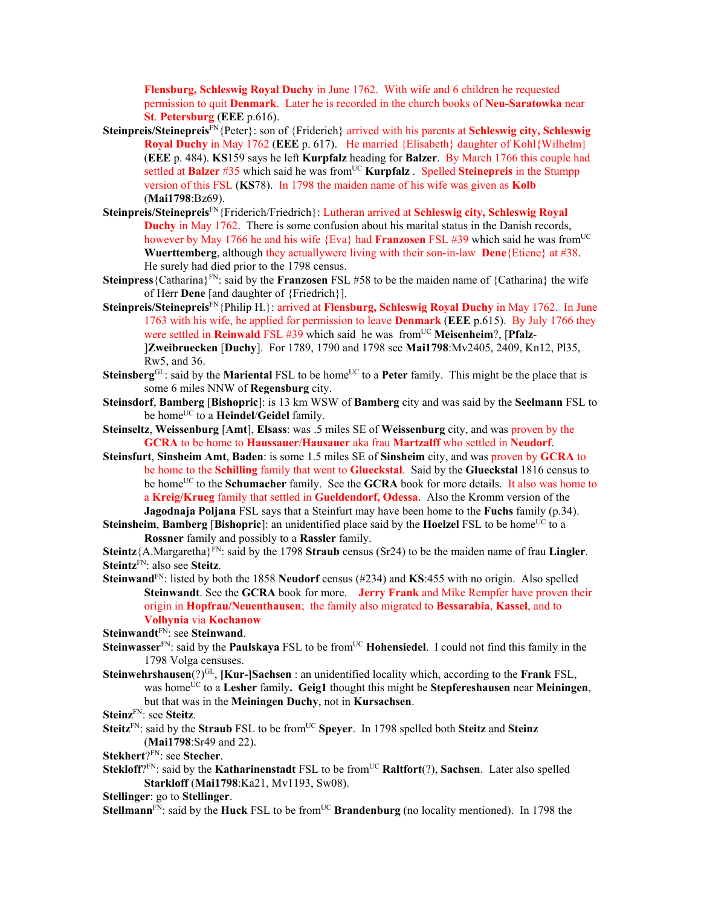**Flensburg, Schleswig Royal Duchy** in June 1762. With wife and 6 children he requested permission to quit **Denmark**. Later he is recorded in the church books of **Neu-Saratowka** near **St**. **Petersburg** (**EEE** p.616).

**Steinpreis/Steinepreis**[FN]{Peter}: son of {Friderich} arrived with his parents at **Schleswig city, Schleswig Royal Duchy** in May 1762 (**EEE** p. 617). He married {Elisabeth} daughter of Kohl{Wilhelm} (**EEE** p. 484). **KS**159 says he left **Kurpfalz** heading for **Balzer**. By March 1766 this couple had settled at **Balzer** #35 which said he was from[UC] **Kurpfalz** . Spelled **Steinepreis** in the Stumpp version of this FSL (**KS**78). In 1798 the maiden name of his wife was given as **Kolb** (**Mai1798**:Bz69).

**Steinpreis/Steinepreis**[FN]{Friderich/Friedrich}: Lutheran arrived at **Schleswig city, Schleswig Royal Duchy** in May 1762. There is some confusion about his marital status in the Danish records, however by May 1766 he and his wife {Eva} had **Franzosen** FSL #39 which said he was from[UC] **Wuerttemberg**, although they actuallywere living with their son-in-law **Dene**{Etiene} at #38. He surely had died prior to the 1798 census.

**Steinpress**{Catharina}[FN]: said by the **Franzosen** FSL #58 to be the maiden name of {Catharina} the wife of Herr **Dene** [and daughter of {Friedrich}].

**Steinpreis/Steinepreis**[FN]{Philip H.}: arrived at **Flensburg, Schleswig Royal Duchy** in May 1762. In June 1763 with his wife, he applied for permission to leave **Denmark** (**EEE** p.615). By July 1766 they were settled in **Reinwald** FSL #39 which said he was from[UC] **Meisenheim**?, [**Pfalz**-]**Zweibruecken** [**Duchy**]. For 1789, 1790 and 1798 see **Mai1798**:Mv2405, 2409, Kn12, Pl35, Rw5, and 36.

**Steinsberg**[GL]: said by the **Mariental** FSL to be home[UC] to a **Peter** family. This might be the place that is some 6 miles NNW of **Regensburg** city.

**Steinsdorf**, **Bamberg** [**Bishopric**]: is 13 km WSW of **Bamberg** city and was said by the **Seelmann** FSL to be home[UC] to a **Heindel**/**Geidel** family.

**Steinseltz**, **Weissenburg** [**Amt**], **Elsass**: was .5 miles SE of **Weissenburg** city, and was proven by the **GCRA** to be home to **Haussauer**/**Hausauer** aka frau **Martzalff** who settled in **Neudorf**.

**Steinsfurt**, **Sinsheim Amt**, **Baden**: is some 1.5 miles SE of **Sinsheim** city, and was proven by **GCRA** to be home to the **Schilling** family that went to **Glueckstal**. Said by the **Glueckstal** 1816 census to be home[UC] to the **Schumacher** family. See the **GCRA** book for more details. It also was home to a **Kreig/Krueg** family that settled in **Gueldendorf, Odessa**. Also the Kromm version of the **Jagodnaja Poljana** FSL says that a Steinfurt may have been home to the **Fuchs** family (p.34).

**Steinsheim**, **Bamberg** [**Bishopric**]: an unidentified place said by the **Hoelzel** FSL to be home[UC] to a **Rossner** family and possibly to a **Rassler** family.

**Steintz**{A.Margaretha}[FN]: said by the 1798 **Straub** census (Sr24) to be the maiden name of frau **Lingler**.

**Steintz**[FN]: also see **Steitz**.

**Steinwand**[FN]: listed by both the 1858 **Neudorf** census (#234) and **KS**:455 with no origin. Also spelled **Steinwandt**. See the **GCRA** book for more. **Jerry Frank** and Mike Rempfer have proven their origin in **Hopfrau/Neuenthausen**; the family also migrated to **Bessarabia**, **Kassel**, and to **Volhynia** via **Kochanow**

**Steinwandt**[FN]: see **Steinwand**.

**Steinwasser**[FN]: said by the **Paulskaya** FSL to be from[UC] **Hohensiedel**. I could not find this family in the 1798 Volga censuses.

**Steinwehrshausen**(?)[GL], **[Kur-]Sachsen** : an unidentified locality which, according to the **Frank** FSL, was home[UC] to a **Lesher** family**. Geig1** thought this might be **Stepfereshausen** near **Meiningen**, but that was in the **Meiningen Duchy**, not in **Kursachsen**.

**Steinz**[FN]: see **Steitz**.

**Steitz**[FN]: said by the **Straub** FSL to be from[UC] **Speyer**. In 1798 spelled both **Steitz** and **Steinz** (**Mai1798**:Sr49 and 22).

**Stekhert**?[FN]: see **Stecher**.

**Stekloff**?[FN]: said by the **Katharinenstadt** FSL to be from[UC] **Raltfort**(?), **Sachsen**. Later also spelled **Starkloff** (**Mai1798**:Ka21, Mv1193, Sw08).

**Stellinger**: go to **Stellinger**.

**Stellmann**[FN]: said by the **Huck** FSL to be from[UC] **Brandenburg** (no locality mentioned). In 1798 the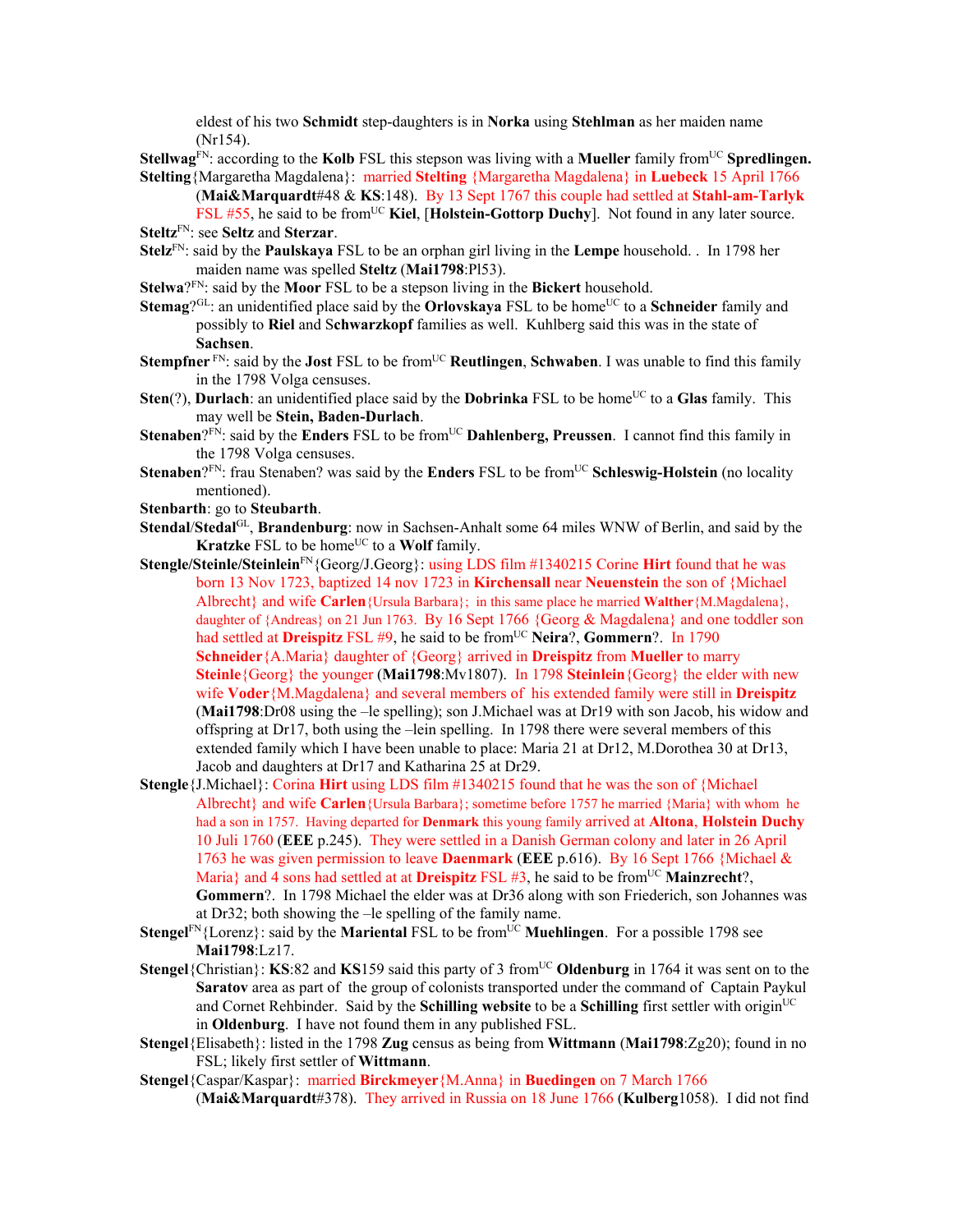eldest of his two **Schmidt** step-daughters is in **Norka** using **Stehlman** as her maiden name (Nr154).

**Stellwag**[FN]: according to the **Kolb** FSL this stepson was living with a **Mueller** family from[UC] **Spredlingen.**

**Stelting**{Margaretha Magdalena}: married **Stelting** {Margaretha Magdalena} in **Luebeck** 15 April 1766 (**Mai&Marquardt**#48 & **KS**:148). By 13 Sept 1767 this couple had settled at **Stahl-am-Tarlyk** FSL #55, he said to be from[UC] **Kiel**, [**Holstein-Gottorp Duchy**]. Not found in any later source.

**Steltz**[FN]: see **Seltz** and **Sterzar**.

**Stelz**[FN]: said by the **Paulskaya** FSL to be an orphan girl living in the **Lempe** household. . In 1798 her maiden name was spelled **Steltz** (**Mai1798**:Pl53).

**Stelwa**?[FN]: said by the **Moor** FSL to be a stepson living in the **Bickert** household.

**Stemag**?[GL]: an unidentified place said by the **Orlovskaya** FSL to be home[UC] to a **Schneider** family and possibly to **Riel** and S**chwarzkopf** families as well. Kuhlberg said this was in the state of **Sachsen**.

**Stempfner** [FN]: said by the **Jost** FSL to be from[UC] **Reutlingen**, **Schwaben**. I was unable to find this family in the 1798 Volga censuses.

**Sten**(?), **Durlach**: an unidentified place said by the **Dobrinka** FSL to be home[UC] to a **Glas** family. This may well be **Stein, Baden-Durlach**.

**Stenaben**?[FN]: said by the **Enders** FSL to be from[UC] **Dahlenberg, Preussen**. I cannot find this family in the 1798 Volga censuses.

**Stenaben**?[FN]: frau Stenaben? was said by the **Enders** FSL to be from[UC] **Schleswig-Holstein** (no locality mentioned).

**Stenbarth**: go to **Steubarth**.

**Stendal**/**Stedal**[GL], **Brandenburg**: now in Sachsen-Anhalt some 64 miles WNW of Berlin, and said by the **Kratzke** FSL to be home[UC] to a **Wolf** family.

**Stengle/Steinle/Steinlein**[FN]{Georg/J.Georg}: using LDS film #1340215 Corine **Hirt** found that he was born 13 Nov 1723, baptized 14 nov 1723 in **Kirchensall** near **Neuenstein** the son of {Michael Albrecht} and wife **Carlen**{Ursula Barbara}; in this same place he married **Walther**{M.Magdalena}, daughter of {Andreas} on 21 Jun 1763. By 16 Sept 1766 {Georg & Magdalena} and one toddler son had settled at **Dreispitz** FSL #9, he said to be from[UC] **Neira**?, **Gommern**?. In 1790 **Schneider**{A.Maria} daughter of {Georg} arrived in **Dreispitz** from **Mueller** to marry **Steinle**{Georg} the younger (**Mai1798**:Mv1807). In 1798 **Steinlein**{Georg} the elder with new wife **Voder**{M.Magdalena} and several members of his extended family were still in **Dreispitz** (**Mai1798**:Dr08 using the –le spelling); son J.Michael was at Dr19 with son Jacob, his widow and offspring at Dr17, both using the –lein spelling. In 1798 there were several members of this extended family which I have been unable to place: Maria 21 at Dr12, M.Dorothea 30 at Dr13, Jacob and daughters at Dr17 and Katharina 25 at Dr29.

**Stengle**{J.Michael}: Corina **Hirt** using LDS film #1340215 found that he was the son of {Michael Albrecht} and wife **Carlen**{Ursula Barbara}; sometime before 1757 he married {Maria} with whom he had a son in 1757. Having departed for **Denmark** this young family arrived at **Altona**, **Holstein Duchy** 10 Juli 1760 (**EEE** p.245). They were settled in a Danish German colony and later in 26 April 1763 he was given permission to leave **Daenmark** (**EEE** p.616). By 16 Sept 1766 {Michael & Maria} and 4 sons had settled at at **Dreispitz** FSL #3, he said to be from[UC] **Mainzrecht**?, **Gommern**?. In 1798 Michael the elder was at Dr36 along with son Friederich, son Johannes was at Dr32; both showing the –le spelling of the family name.

**Stengel**[FN]{Lorenz}: said by the **Mariental** FSL to be from[UC] **Muehlingen**. For a possible 1798 see **Mai1798**:Lz17.

**Stengel**{Christian}: **KS**:82 and **KS**159 said this party of 3 from[UC] **Oldenburg** in 1764 it was sent on to the **Saratov** area as part of the group of colonists transported under the command of Captain Paykul and Cornet Rehbinder. Said by the **Schilling website** to be a **Schilling** first settler with origin[UC] in **Oldenburg**. I have not found them in any published FSL.

**Stengel**{Elisabeth}: listed in the 1798 **Zug** census as being from **Wittmann** (**Mai1798**:Zg20); found in no FSL; likely first settler of **Wittmann**.

**Stengel**{Caspar/Kaspar}: married **Birckmeyer**{M.Anna} in **Buedingen** on 7 March 1766 (**Mai&Marquardt**#378). They arrived in Russia on 18 June 1766 (**Kulberg**1058). I did not find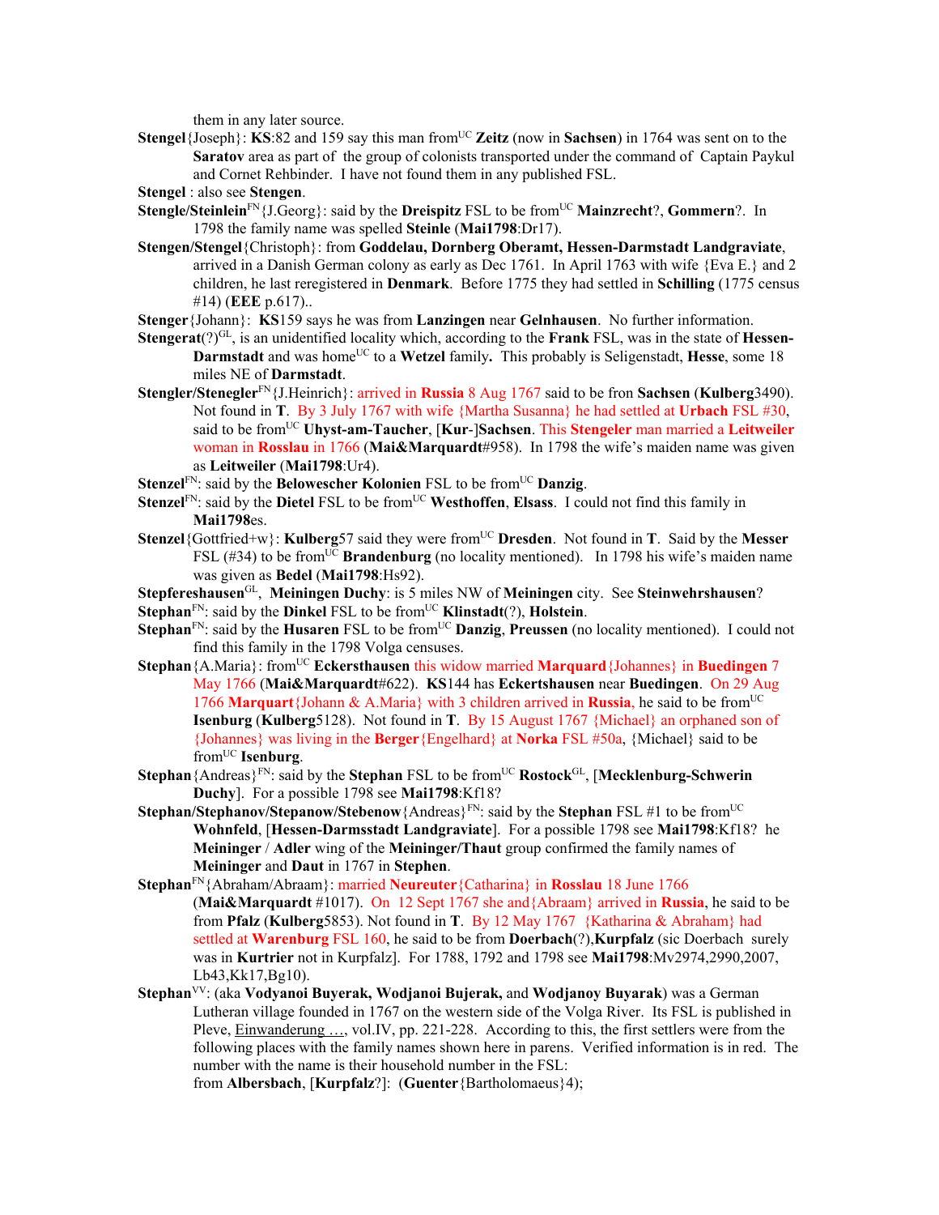them in any later source.

**Stengel**{Joseph}: **KS**:82 and 159 say this man from[UC] **Zeitz** (now in **Sachsen**) in 1764 was sent on to the **Saratov** area as part of the group of colonists transported under the command of Captain Paykul and Cornet Rehbinder. I have not found them in any published FSL.

**Stengel** : also see **Stengen**.

**Stengle/Steinlein**[FN]{J.Georg}: said by the **Dreispitz** FSL to be from[UC] **Mainzrecht**?, **Gommern**?. In 1798 the family name was spelled **Steinle** (**Mai1798**:Dr17).

**Stengen/Stengel**{Christoph}: from **Goddelau, Dornberg Oberamt, Hessen-Darmstadt Landgraviate**, arrived in a Danish German colony as early as Dec 1761. In April 1763 with wife {Eva E.} and 2 children, he last reregistered in **Denmark**. Before 1775 they had settled in **Schilling** (1775 census #14) (**EEE** p.617)..

**Stenger**{Johann}: **KS**159 says he was from **Lanzingen** near **Gelnhausen**. No further information.

**Stengerat**(?)[GL], is an unidentified locality which, according to the **Frank** FSL, was in the state of **Hessen-Darmstadt** and was home[UC] to a **Wetzel** family**.** This probably is Seligenstadt, **Hesse**, some 18 miles NE of **Darmstadt**.

**Stengler/Stenegler**[FN]{J.Heinrich}: arrived in **Russia** 8 Aug 1767 said to be fron **Sachsen** (**Kulberg**3490). Not found in **T**. By 3 July 1767 with wife {Martha Susanna} he had settled at **Urbach** FSL #30, said to be from[UC] **Uhyst-am-Taucher**, [**Kur**-]**Sachsen**. This **Stengeler** man married a **Leitweiler** woman in **Rosslau** in 1766 (**Mai&Marquardt**#958). In 1798 the wife's maiden name was given as **Leitweiler** (**Mai1798**:Ur4).

**Stenzel**[FN]: said by the **Belowescher Kolonien** FSL to be from[UC] **Danzig**.

**Stenzel**[FN]: said by the **Dietel** FSL to be from[UC] **Westhoffen**, **Elsass**. I could not find this family in **Mai1798**es.

**Stenzel**{Gottfried+w}: **Kulberg**57 said they were from[UC] **Dresden**. Not found in **T**. Said by the **Messer** FSL (#34) to be from[UC] **Brandenburg** (no locality mentioned). In 1798 his wife's maiden name was given as **Bedel** (**Mai1798**:Hs92).

**Stepfereshausen**[GL], **Meiningen Duchy**: is 5 miles NW of **Meiningen** city. See **Steinwehrshausen**?

**Stephan**[FN]: said by the **Dinkel** FSL to be from[UC] **Klinstadt**(?), **Holstein**.

**Stephan**[FN]: said by the **Husaren** FSL to be from[UC] **Danzig**, **Preussen** (no locality mentioned). I could not find this family in the 1798 Volga censuses.

**Stephan**{A.Maria}: from[UC] **Eckersthausen** this widow married **Marquard**{Johannes} in **Buedingen** 7 May 1766 (**Mai&Marquardt**#622). **KS**144 has **Eckertshausen** near **Buedingen**. On 29 Aug 1766 **Marquart**{Johann & A.Maria} with 3 children arrived in **Russia**, he said to be from[UC] **Isenburg** (**Kulberg**5128). Not found in **T**. By 15 August 1767 {Michael} an orphaned son of {Johannes} was living in the **Berger**{Engelhard} at **Norka** FSL #50a, {Michael} said to be from[UC] **Isenburg**.

**Stephan**{Andreas}[FN]: said by the **Stephan** FSL to be from[UC] **Rostock**[GL], [**Mecklenburg-Schwerin Duchy**]. For a possible 1798 see **Mai1798**:Kf18?

**Stephan/Stephanov/Stepanow/Stebenow**{Andreas}[FN]: said by the **Stephan** FSL #1 to be from[UC] **Wohnfeld**, [**Hessen-Darmsstadt Landgraviate**]. For a possible 1798 see **Mai1798**:Kf18? he **Meininger** / **Adler** wing of the **Meininger/Thaut** group confirmed the family names of **Meininger** and **Daut** in 1767 in **Stephen**.

**Stephan**[FN]{Abraham/Abraam}: married **Neureuter**{Catharina} in **Rosslau** 18 June 1766 (**Mai&Marquardt** #1017). On 12 Sept 1767 she and{Abraam} arrived in **Russia**, he said to be from **Pfalz** (**Kulberg**5853). Not found in **T**. By 12 May 1767 {Katharina & Abraham} had settled at **Warenburg** FSL 160, he said to be from **Doerbach**(?),**Kurpfalz** (sic Doerbach surely was in **Kurtrier** not in Kurpfalz]. For 1788, 1792 and 1798 see **Mai1798**:Mv2974,2990,2007, Lb43,Kk17,Bg10).

**Stephan**[VV]: (aka **Vodyanoi Buyerak, Wodjanoi Bujerak,** and **Wodjanoy Buyarak**) was a German Lutheran village founded in 1767 on the western side of the Volga River. Its FSL is published in Pleve, Einwanderung …, vol.IV, pp. 221-228. According to this, the first settlers were from the following places with the family names shown here in parens. Verified information is in red. The number with the name is their household number in the FSL:

from **Albersbach**, [**Kurpfalz**?]: (**Guenter**{Bartholomaeus}4);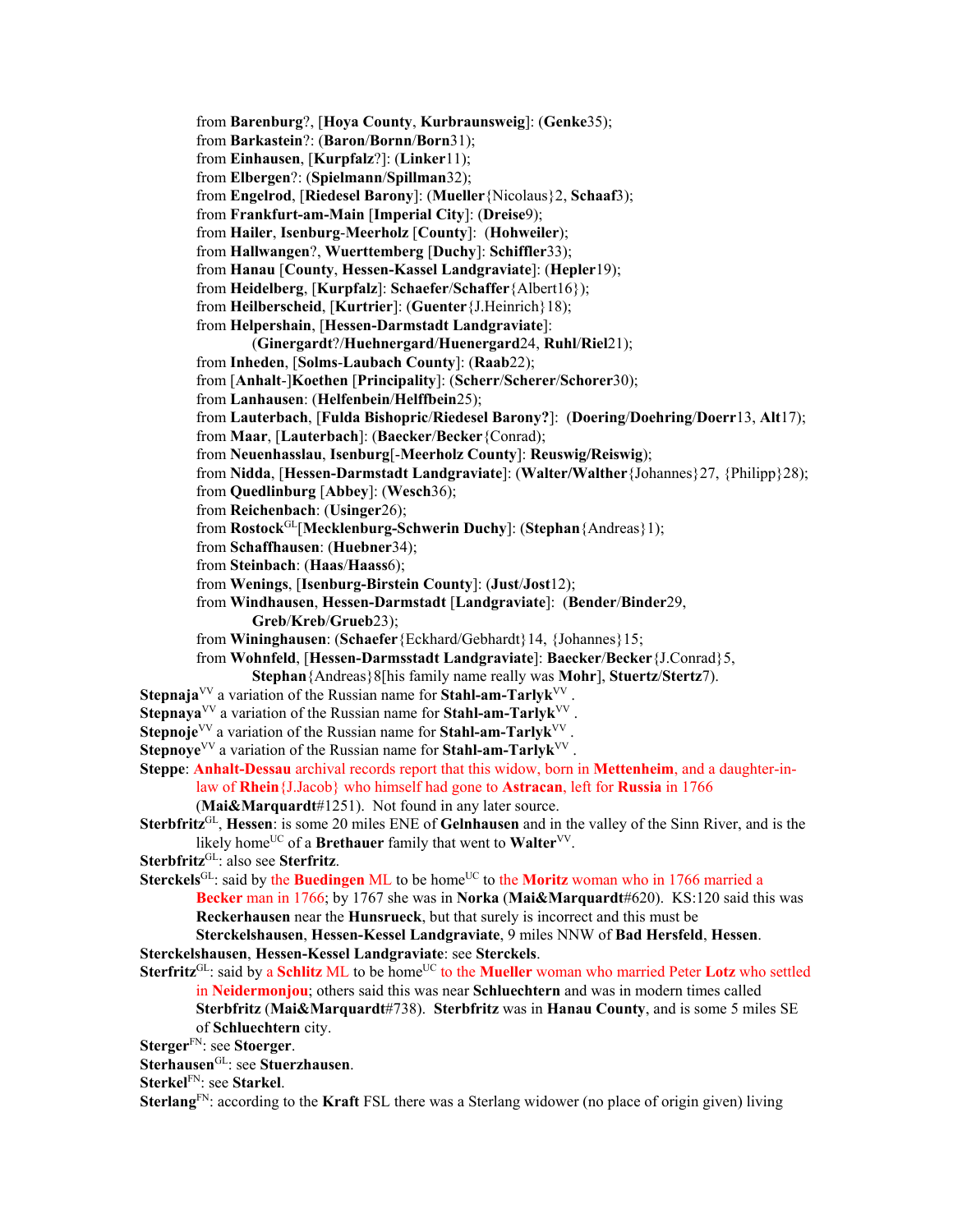from **Barenburg**?, [**Hoya County**, **Kurbraunsweig**]: (**Genke**35);
from **Barkastein**?: (**Baron**/**Bornn**/**Born**31);
from **Einhausen**, [**Kurpfalz**?]: (**Linker**11);
from **Elbergen**?: (**Spielmann**/**Spillman**32);
from **Engelrod**, [**Riedesel Barony**]: (**Mueller**{Nicolaus}2, **Schaaf**3);
from **Frankfurt-am-Main** [**Imperial City**]: (**Dreise**9);
from **Hailer**, **Isenburg**-**Meerholz** [**County**]: (**Hohweiler**);
from **Hallwangen**?, **Wuerttemberg** [**Duchy**]: **Schiffler**33);
from **Hanau** [**County**, **Hessen-Kassel Landgraviate**]: (**Hepler**19);
from **Heidelberg**, [**Kurpfalz**]: **Schaefer**/**Schaffer**{Albert16});
from **Heilberscheid**, [**Kurtrier**]: (**Guenter**{J.Heinrich}18);
from **Helpershain**, [**Hessen-Darmstadt Landgraviate**]:
(**Ginergardt**?/**Huehnergard**/**Huenergard**24, **Ruhl**/**Riel**21);
from **Inheden**, [**Solms**-**Laubach County**]: (**Raab**22);
from [**Anhalt**-]**Koethen** [**Principality**]: (**Scherr**/**Scherer**/**Schorer**30);
from **Lanhausen**: (**Helfenbein**/**Helffbein**25);
from **Lauterbach**, [**Fulda Bishopric**/**Riedesel Barony?**]: (**Doering**/**Doehring**/**Doerr**13, **Alt**17);
from **Maar**, [**Lauterbach**]: (**Baecker**/**Becker**{Conrad);
from **Neuenhasslau**, **Isenburg**[-**Meerholz County**]: **Reuswig**/**Reiswig**);
from **Nidda**, [**Hessen-Darmstadt Landgraviate**]: (**Walter/Walther**{Johannes}27, {Philipp}28);
from **Quedlinburg** [**Abbey**]: (**Wesch**36);
from **Reichenbach**: (**Usinger**26);
from **Rostock**[GL][**Mecklenburg-Schwerin Duchy**]: (**Stephan**{Andreas}1);
from **Schaffhausen**: (**Huebner**34);
from **Steinbach**: (**Haas**/**Haass**6);
from **Wenings**, [**Isenburg-Birstein County**]: (**Just**/**Jost**12);
from **Windhausen**, **Hessen-Darmstadt** [**Landgraviate**]: (**Bender**/**Binder**29,
**Greb**/**Kreb**/**Grueb**23);
from **Wininghausen**: (**Schaefer**{Eckhard/Gebhardt}14, {Johannes}15;
from **Wohnfeld**, [**Hessen-Darmsstadt Landgraviate**]: **Baecker**/**Becker**{J.Conrad}5,
**Stephan**{Andreas}8[his family name really was **Mohr**], **Stuertz**/**Stertz**7).

**Stepnaja**[VV] a variation of the Russian name for **Stahl-am-Tarlyk**[VV] .

**Stepnaya**[VV] a variation of the Russian name for **Stahl-am-Tarlyk**[VV] .

**Stepnoje**[VV] a variation of the Russian name for **Stahl-am-Tarlyk**[VV] .

**Stepnoye**[VV] a variation of the Russian name for **Stahl-am-Tarlyk**[VV] .

**Steppe**: **Anhalt-Dessau** archival records report that this widow, born in **Mettenheim**, and a daughter-in-law of **Rhein**{J.Jacob} who himself had gone to **Astracan**, left for **Russia** in 1766 (**Mai&Marquardt**#1251). Not found in any later source.

**Sterbfritz**[GL], **Hessen**: is some 20 miles ENE of **Gelnhausen** and in the valley of the Sinn River, and is the likely home[UC] of a **Brethauer** family that went to **Walter**[VV].

**Sterbfritz**[GL]: also see **Sterfritz**.

**Sterckels**[GL]: said by the **Buedingen** ML to be home[UC] to the **Moritz** woman who in 1766 married a **Becker** man in 1766; by 1767 she was in **Norka** (**Mai&Marquardt**#620). KS:120 said this was **Reckerhausen** near the **Hunsrueck**, but that surely is incorrect and this must be **Sterckelshausen**, **Hessen-Kessel Landgraviate**, 9 miles NNW of **Bad Hersfeld**, **Hessen**.

**Sterckelshausen**, **Hessen-Kessel Landgraviate**: see **Sterckels**.

**Sterfritz**[GL]: said by a **Schlitz** ML to be home[UC] to the **Mueller** woman who married Peter **Lotz** who settled in **Neidermonjou**; others said this was near **Schluechtern** and was in modern times called **Sterbfritz** (**Mai&Marquardt**#738). **Sterbfritz** was in **Hanau County**, and is some 5 miles SE of **Schluechtern** city.

**Sterger**[FN]: see **Stoerger**.

**Sterhausen**[GL]: see **Stuerzhausen**.

**Sterkel**[FN]: see **Starkel**.

**Sterlang**[FN]: according to the **Kraft** FSL there was a Sterlang widower (no place of origin given) living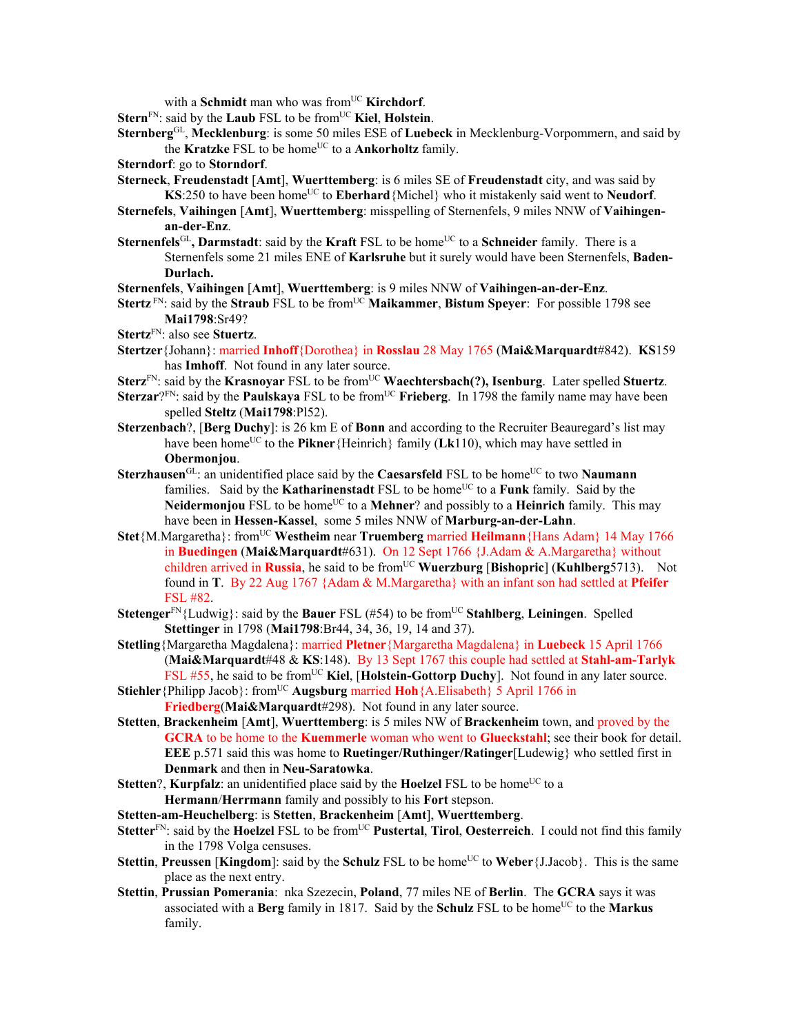with a **Schmidt** man who was from[UC] **Kirchdorf**.

**Stern**[FN]: said by the **Laub** FSL to be from[UC] **Kiel**, **Holstein**.

**Sternberg**[GL], **Mecklenburg**: is some 50 miles ESE of **Luebeck** in Mecklenburg-Vorpommern, and said by the **Kratzke** FSL to be home[UC] to a **Ankorholtz** family.

**Sterndorf**: go to **Storndorf**.

**Sterneck**, **Freudenstadt** [**Amt**], **Wuerttemberg**: is 6 miles SE of **Freudenstadt** city, and was said by **KS**:250 to have been home[UC] to **Eberhard**{Michel} who it mistakenly said went to **Neudorf**.

**Sternefels**, **Vaihingen** [**Amt**], **Wuerttemberg**: misspelling of Sternenfels, 9 miles NNW of **Vaihingen-an-der-Enz**.

**Sternenfels**[GL]**, Darmstadt**: said by the **Kraft** FSL to be home[UC] to a **Schneider** family. There is a Sternenfels some 21 miles ENE of **Karlsruhe** but it surely would have been Sternenfels, **Baden-Durlach.**

**Sternenfels**, **Vaihingen** [**Amt**], **Wuerttemberg**: is 9 miles NNW of **Vaihingen-an-der-Enz**.

**Stertz** [FN]: said by the **Straub** FSL to be from[UC] **Maikammer**, **Bistum Speyer**: For possible 1798 see **Mai1798**:Sr49?

**Stertz**[FN]: also see **Stuertz**.

**Stertzer**{Johann}: married **Inhoff**{Dorothea} in **Rosslau** 28 May 1765 (**Mai&Marquardt**#842). **KS**159 has **Imhoff**. Not found in any later source.

**Sterz**[FN]: said by the **Krasnoyar** FSL to be from[UC] **Waechtersbach(?), Isenburg**. Later spelled **Stuertz**.

**Sterzar**?[FN]: said by the **Paulskaya** FSL to be from[UC] **Frieberg**. In 1798 the family name may have been spelled **Steltz** (**Mai1798**:Pl52).

**Sterzenbach**?, [**Berg Duchy**]: is 26 km E of **Bonn** and according to the Recruiter Beauregard's list may have been home[UC] to the **Pikner**{Heinrich} family (**Lk**110), which may have settled in **Obermonjou**.

**Sterzhausen**[GL]: an unidentified place said by the **Caesarsfeld** FSL to be home[UC] to two **Naumann** families. Said by the **Katharinenstadt** FSL to be home[UC] to a **Funk** family. Said by the **Neidermonjou** FSL to be home[UC] to a **Mehner**? and possibly to a **Heinrich** family. This may have been in **Hessen-Kassel**, some 5 miles NNW of **Marburg-an-der-Lahn**.

**Stet**{M.Margaretha}: from[UC] **Westheim** near **Truemberg** married **Heilmann**{Hans Adam} 14 May 1766 in **Buedingen** (**Mai&Marquardt**#631). On 12 Sept 1766 {J.Adam & A.Margaretha} without children arrived in **Russia**, he said to be from[UC] **Wuerzburg** [**Bishopric**] (**Kuhlberg**5713). Not found in **T**. By 22 Aug 1767 {Adam & M.Margaretha} with an infant son had settled at **Pfeifer** FSL #82.

**Stetenger**[FN]{Ludwig}: said by the **Bauer** FSL (#54) to be from[UC] **Stahlberg**, **Leiningen**. Spelled **Stettinger** in 1798 (**Mai1798**:Br44, 34, 36, 19, 14 and 37).

**Stetling**{Margaretha Magdalena}: married **Pletner**{Margaretha Magdalena} in **Luebeck** 15 April 1766 (**Mai&Marquardt**#48 & **KS**:148). By 13 Sept 1767 this couple had settled at **Stahl-am-Tarlyk** FSL #55, he said to be from[UC] **Kiel**, [**Holstein-Gottorp Duchy**]. Not found in any later source.

**Stiehler**{Philipp Jacob}: from[UC] **Augsburg** married **Hoh**{A.Elisabeth} 5 April 1766 in **Friedberg**(**Mai&Marquardt**#298). Not found in any later source.

**Stetten**, **Brackenheim** [**Amt**], **Wuerttemberg**: is 5 miles NW of **Brackenheim** town, and proved by the **GCRA** to be home to the **Kuemmerle** woman who went to **Glueckstahl**; see their book for detail. **EEE** p.571 said this was home to **Ruetinger/Ruthinger/Ratinger**[Ludewig} who settled first in **Denmark** and then in **Neu-Saratowka**.

**Stetten**?, **Kurpfalz**: an unidentified place said by the **Hoelzel** FSL to be home[UC] to a **Hermann**/**Herrmann** family and possibly to his **Fort** stepson.

**Stetten-am-Heuchelberg**: is **Stetten**, **Brackenheim** [**Amt**], **Wuerttemberg**.

**Stetter**[FN]: said by the **Hoelzel** FSL to be from[UC] **Pustertal**, **Tirol**, **Oesterreich**. I could not find this family in the 1798 Volga censuses.

**Stettin**, **Preussen** [**Kingdom**]: said by the **Schulz** FSL to be home[UC] to **Weber**{J.Jacob}. This is the same place as the next entry.

**Stettin**, **Prussian Pomerania**: nka Szezecin, **Poland**, 77 miles NE of **Berlin**. The **GCRA** says it was associated with a **Berg** family in 1817. Said by the **Schulz** FSL to be home[UC] to the **Markus** family.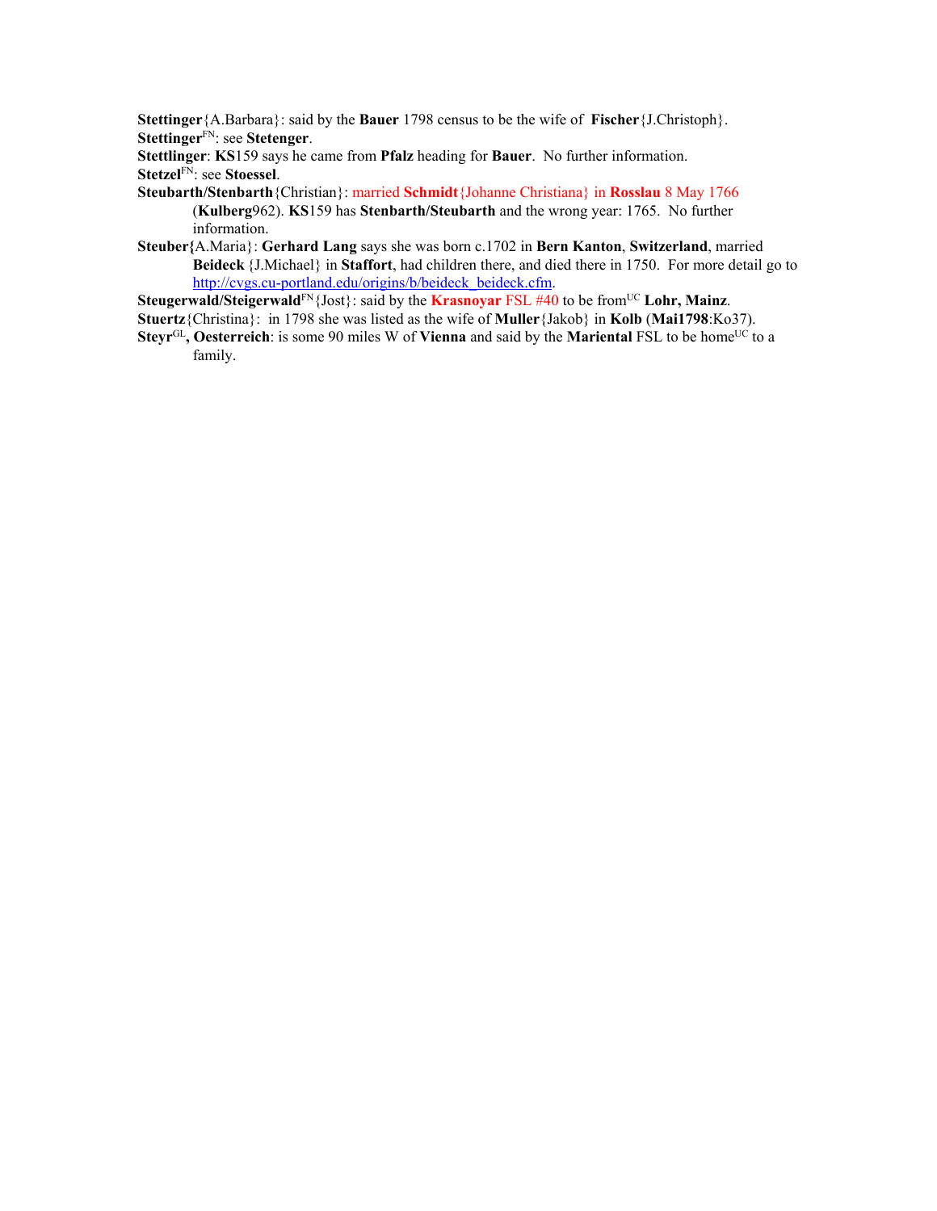**Stettinger**{A.Barbara}: said by the **Bauer** 1798 census to be the wife of **Fischer**{J.Christoph}.

**Stettinger**[FN]: see **Stetenger**.

**Stettlinger**: **KS**159 says he came from **Pfalz** heading for **Bauer**. No further information.

**Stetzel**[FN]: see **Stoessel**.

**Steubarth/Stenbarth**{Christian}: married **Schmidt**{Johanne Christiana} in **Rosslau** 8 May 1766 (**Kulberg**962). **KS**159 has **Stenbarth/Steubarth** and the wrong year: 1765. No further information.

**Steuber{**A.Maria}: **Gerhard Lang** says she was born c.1702 in **Bern Kanton**, **Switzerland**, married **Beideck** {J.Michael} in **Staffort**, had children there, and died there in 1750. For more detail go to http://cvgs.cu-portland.edu/origins/b/beideck_beideck.cfm.

**Steugerwald/Steigerwald**[FN]{Jost}: said by the **Krasnoyar** FSL #40 to be from[UC] **Lohr, Mainz**.

**Stuertz**{Christina}: in 1798 she was listed as the wife of **Muller**{Jakob} in **Kolb** (**Mai1798**:Ko37).

**Steyr**[GL]**, Oesterreich**: is some 90 miles W of **Vienna** and said by the **Mariental** FSL to be home[UC] to a family.